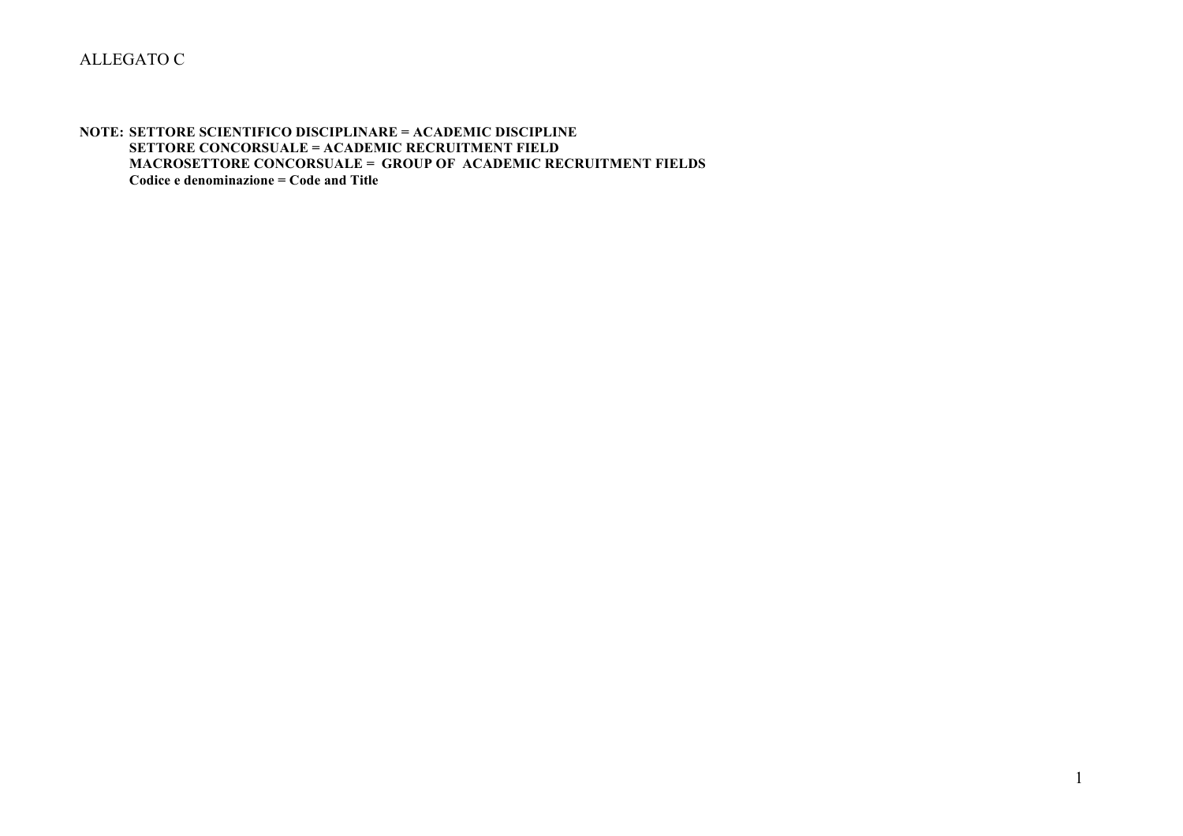ALLEGATO C

**NOTE: SETTORE SCIENTIFICO DISCIPLINARE = ACADEMIC DISCIPLINE**
**SETTORE CONCORSUALE = ACADEMIC RECRUITMENT FIELD**
**MACROSETTORE CONCORSUALE = GROUP OF ACADEMIC RECRUITMENT FIELDS**
**Codice e denominazione = Code and Title**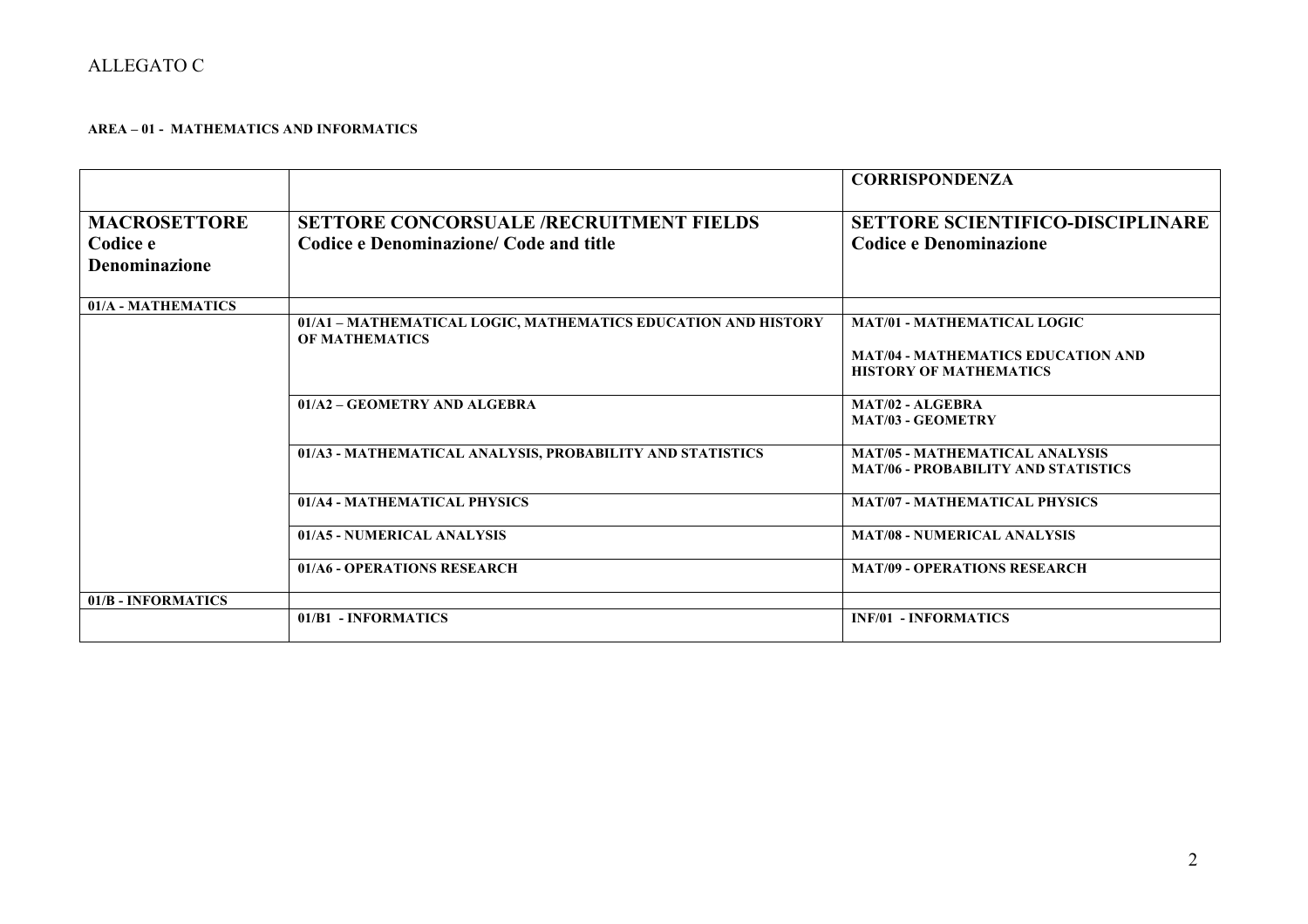ALLEGATO C

**AREA – 01 - MATHEMATICS AND INFORMATICS**

| | | **CORRISPONDENZA** |
|---|---|---|
| **MACROSETTORE Codice e Denominazione** | **SETTORE CONCORSUALE /RECRUITMENT FIELDS Codice e Denominazione/ Code and title** | **SETTORE SCIENTIFICO-DISCIPLINARE Codice e Denominazione** |
| **01/A - MATHEMATICS** | | |
| | **01/A1 – MATHEMATICAL LOGIC, MATHEMATICS EDUCATION AND HISTORY OF MATHEMATICS** | **MAT/01 - MATHEMATICAL LOGIC**<br><br>**MAT/04 - MATHEMATICS EDUCATION AND HISTORY OF MATHEMATICS** |
| | **01/A2 – GEOMETRY AND ALGEBRA** | **MAT/02 - ALGEBRA**<br>**MAT/03 - GEOMETRY** |
| | **01/A3 - MATHEMATICAL ANALYSIS, PROBABILITY AND STATISTICS** | **MAT/05 - MATHEMATICAL ANALYSIS**<br>**MAT/06 - PROBABILITY AND STATISTICS** |
| | **01/A4 - MATHEMATICAL PHYSICS** | **MAT/07 - MATHEMATICAL PHYSICS** |
| | **01/A5 - NUMERICAL ANALYSIS** | **MAT/08 - NUMERICAL ANALYSIS** |
| | **01/A6 - OPERATIONS RESEARCH** | **MAT/09 - OPERATIONS RESEARCH** |
| **01/B - INFORMATICS** | | |
| | **01/B1 - INFORMATICS** | **INF/01 - INFORMATICS** |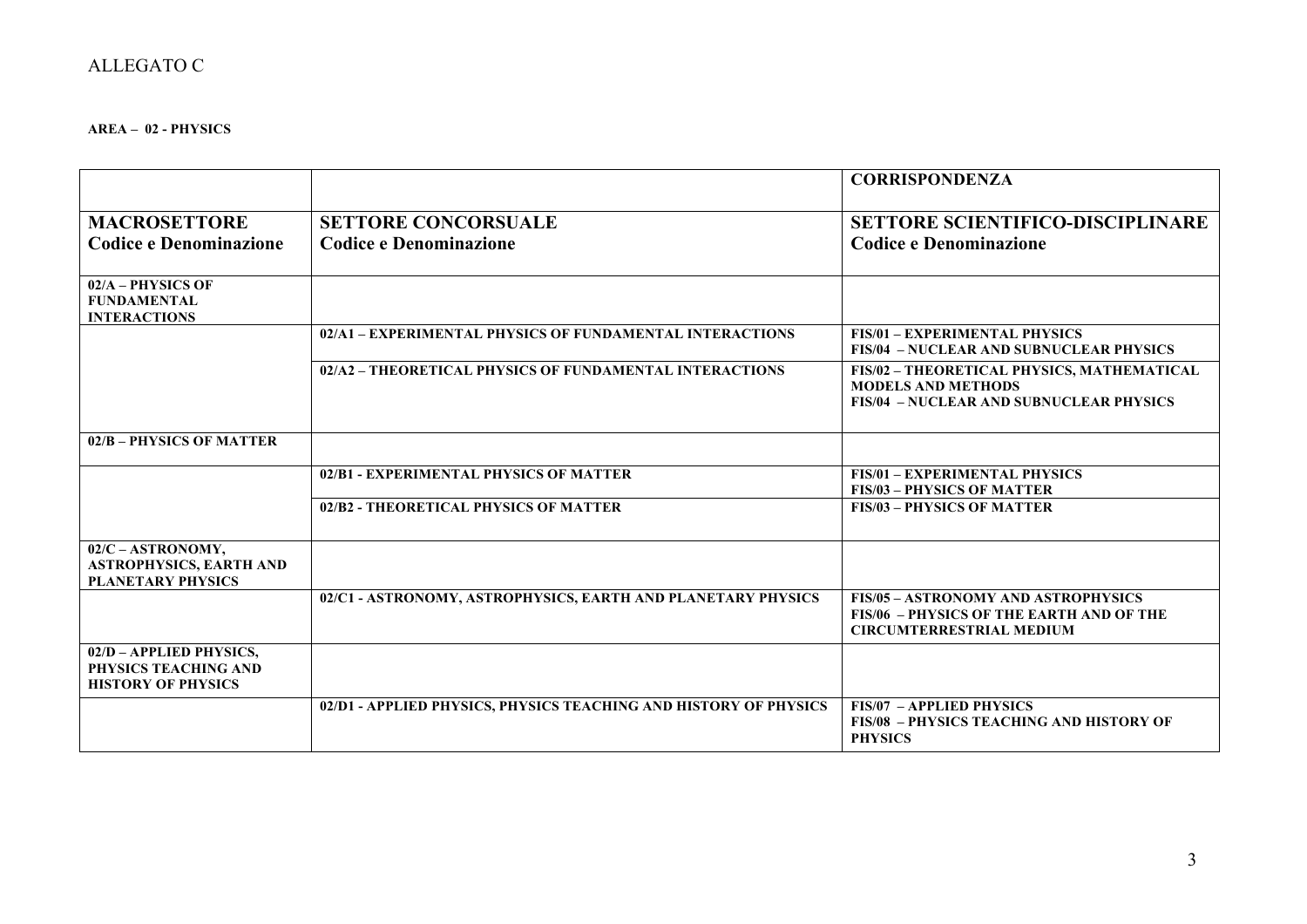ALLEGATO C

**AREA – 02 - PHYSICS**

| | | **CORRISPONDENZA** |
|---|---|---|
| **MACROSETTORE Codice e Denominazione** | **SETTORE CONCORSUALE Codice e Denominazione** | **SETTORE SCIENTIFICO-DISCIPLINARE Codice e Denominazione** |
| **02/A – PHYSICS OF FUNDAMENTAL INTERACTIONS** | | |
| | **02/A1 – EXPERIMENTAL PHYSICS OF FUNDAMENTAL INTERACTIONS** | **FIS/01 – EXPERIMENTAL PHYSICS**<br>**FIS/04 – NUCLEAR AND SUBNUCLEAR PHYSICS** |
| | **02/A2 – THEORETICAL PHYSICS OF FUNDAMENTAL INTERACTIONS** | **FIS/02 – THEORETICAL PHYSICS, MATHEMATICAL MODELS AND METHODS**<br>**FIS/04 – NUCLEAR AND SUBNUCLEAR PHYSICS** |
| **02/B – PHYSICS OF MATTER** | | |
| | **02/B1 - EXPERIMENTAL PHYSICS OF MATTER** | **FIS/01 – EXPERIMENTAL PHYSICS**<br>**FIS/03 – PHYSICS OF MATTER** |
| | **02/B2 - THEORETICAL PHYSICS OF MATTER** | **FIS/03 – PHYSICS OF MATTER** |
| **02/C – ASTRONOMY, ASTROPHYSICS, EARTH AND PLANETARY PHYSICS** | | |
| | **02/C1 - ASTRONOMY, ASTROPHYSICS, EARTH AND PLANETARY PHYSICS** | **FIS/05 – ASTRONOMY AND ASTROPHYSICS**<br>**FIS/06 – PHYSICS OF THE EARTH AND OF THE CIRCUMTERRESTRIAL MEDIUM** |
| **02/D – APPLIED PHYSICS, PHYSICS TEACHING AND HISTORY OF PHYSICS** | | |
| | **02/D1 - APPLIED PHYSICS, PHYSICS TEACHING AND HISTORY OF PHYSICS** | **FIS/07 – APPLIED PHYSICS**<br>**FIS/08 – PHYSICS TEACHING AND HISTORY OF PHYSICS** |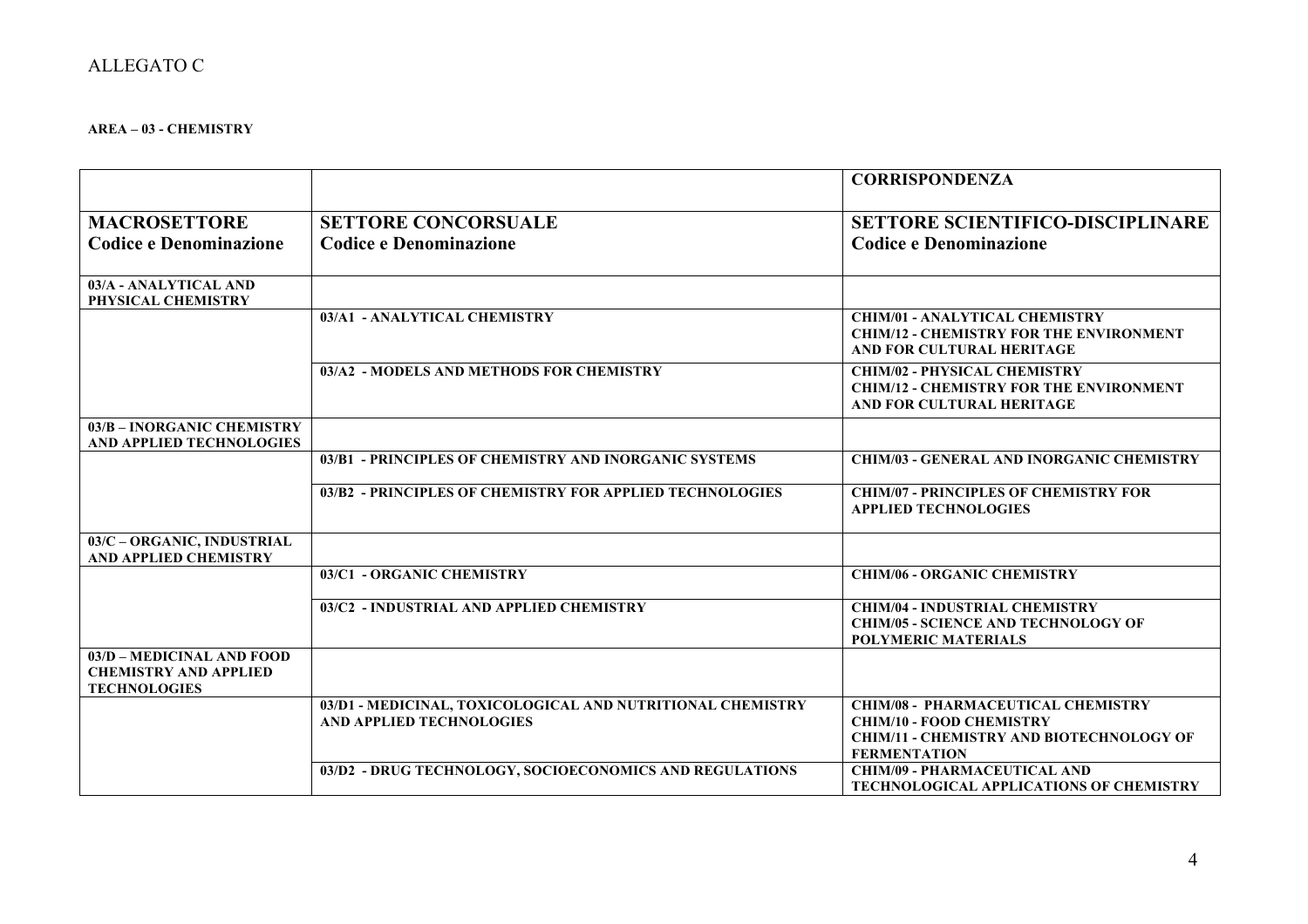ALLEGATO C

**AREA – 03 - CHEMISTRY**

| | | **CORRISPONDENZA** |
|---|---|---|
| **MACROSETTORE Codice e Denominazione** | **SETTORE CONCORSUALE Codice e Denominazione** | **SETTORE SCIENTIFICO-DISCIPLINARE Codice e Denominazione** |
| **03/A - ANALYTICAL AND PHYSICAL CHEMISTRY** | | |
| | **03/A1 - ANALYTICAL CHEMISTRY** | **CHIM/01 - ANALYTICAL CHEMISTRY**<br>**CHIM/12 - CHEMISTRY FOR THE ENVIRONMENT AND FOR CULTURAL HERITAGE** |
| | **03/A2 - MODELS AND METHODS FOR CHEMISTRY** | **CHIM/02 - PHYSICAL CHEMISTRY**<br>**CHIM/12 - CHEMISTRY FOR THE ENVIRONMENT AND FOR CULTURAL HERITAGE** |
| **03/B – INORGANIC CHEMISTRY AND APPLIED TECHNOLOGIES** | | |
| | **03/B1 - PRINCIPLES OF CHEMISTRY AND INORGANIC SYSTEMS** | **CHIM/03 - GENERAL AND INORGANIC CHEMISTRY** |
| | **03/B2 - PRINCIPLES OF CHEMISTRY FOR APPLIED TECHNOLOGIES** | **CHIM/07 - PRINCIPLES OF CHEMISTRY FOR APPLIED TECHNOLOGIES** |
| **03/C – ORGANIC, INDUSTRIAL AND APPLIED CHEMISTRY** | | |
| | **03/C1 - ORGANIC CHEMISTRY** | **CHIM/06 - ORGANIC CHEMISTRY** |
| | **03/C2 - INDUSTRIAL AND APPLIED CHEMISTRY** | **CHIM/04 - INDUSTRIAL CHEMISTRY**<br>**CHIM/05 - SCIENCE AND TECHNOLOGY OF POLYMERIC MATERIALS** |
| **03/D – MEDICINAL AND FOOD CHEMISTRY AND APPLIED TECHNOLOGIES** | | |
| | **03/D1 - MEDICINAL, TOXICOLOGICAL AND NUTRITIONAL CHEMISTRY AND APPLIED TECHNOLOGIES** | **CHIM/08 - PHARMACEUTICAL CHEMISTRY**<br>**CHIM/10 - FOOD CHEMISTRY**<br>**CHIM/11 - CHEMISTRY AND BIOTECHNOLOGY OF FERMENTATION** |
| | **03/D2 - DRUG TECHNOLOGY, SOCIOECONOMICS AND REGULATIONS** | **CHIM/09 - PHARMACEUTICAL AND TECHNOLOGICAL APPLICATIONS OF CHEMISTRY** |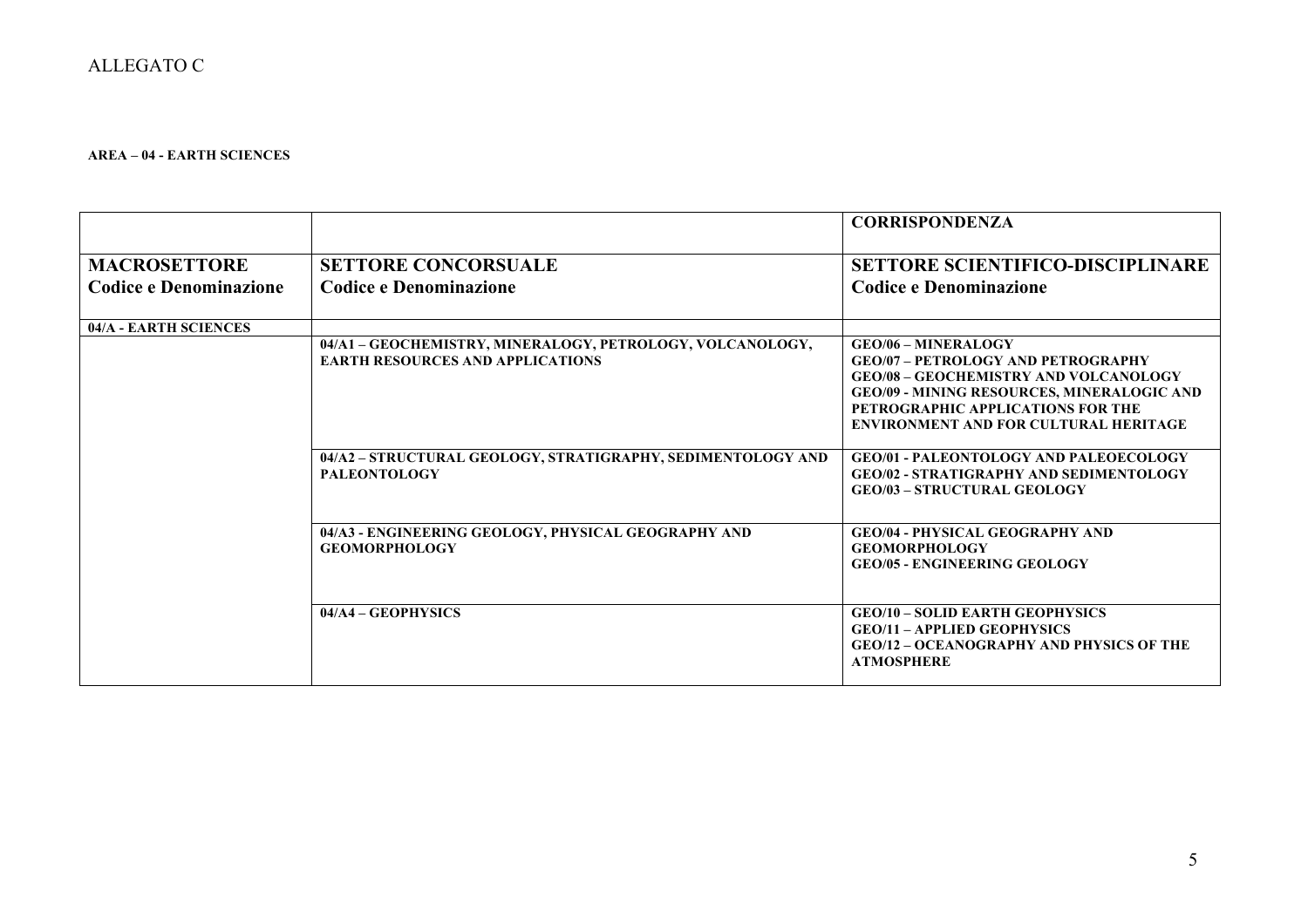ALLEGATO C

**AREA – 04 - EARTH SCIENCES**

| | | CORRISPONDENZA |
|---|---|---|
| **MACROSETTORE Codice e Denominazione** | **SETTORE CONCORSUALE Codice e Denominazione** | **SETTORE SCIENTIFICO-DISCIPLINARE Codice e Denominazione** |
| **04/A - EARTH SCIENCES** | | |
| | **04/A1 – GEOCHEMISTRY, MINERALOGY, PETROLOGY, VOLCANOLOGY, EARTH RESOURCES AND APPLICATIONS** | **GEO/06 – MINERALOGY**<br>**GEO/07 – PETROLOGY AND PETROGRAPHY**<br>**GEO/08 – GEOCHEMISTRY AND VOLCANOLOGY**<br>**GEO/09 - MINING RESOURCES, MINERALOGIC AND PETROGRAPHIC APPLICATIONS FOR THE ENVIRONMENT AND FOR CULTURAL HERITAGE** |
| | **04/A2 – STRUCTURAL GEOLOGY, STRATIGRAPHY, SEDIMENTOLOGY AND PALEONTOLOGY** | **GEO/01 - PALEONTOLOGY AND PALEOECOLOGY**<br>**GEO/02 - STRATIGRAPHY AND SEDIMENTOLOGY**<br>**GEO/03 – STRUCTURAL GEOLOGY** |
| | **04/A3 - ENGINEERING GEOLOGY, PHYSICAL GEOGRAPHY AND GEOMORPHOLOGY** | **GEO/04 - PHYSICAL GEOGRAPHY AND GEOMORPHOLOGY**<br>**GEO/05 - ENGINEERING GEOLOGY** |
| | **04/A4 – GEOPHYSICS** | **GEO/10 – SOLID EARTH GEOPHYSICS**<br>**GEO/11 – APPLIED GEOPHYSICS**<br>**GEO/12 – OCEANOGRAPHY AND PHYSICS OF THE ATMOSPHERE** |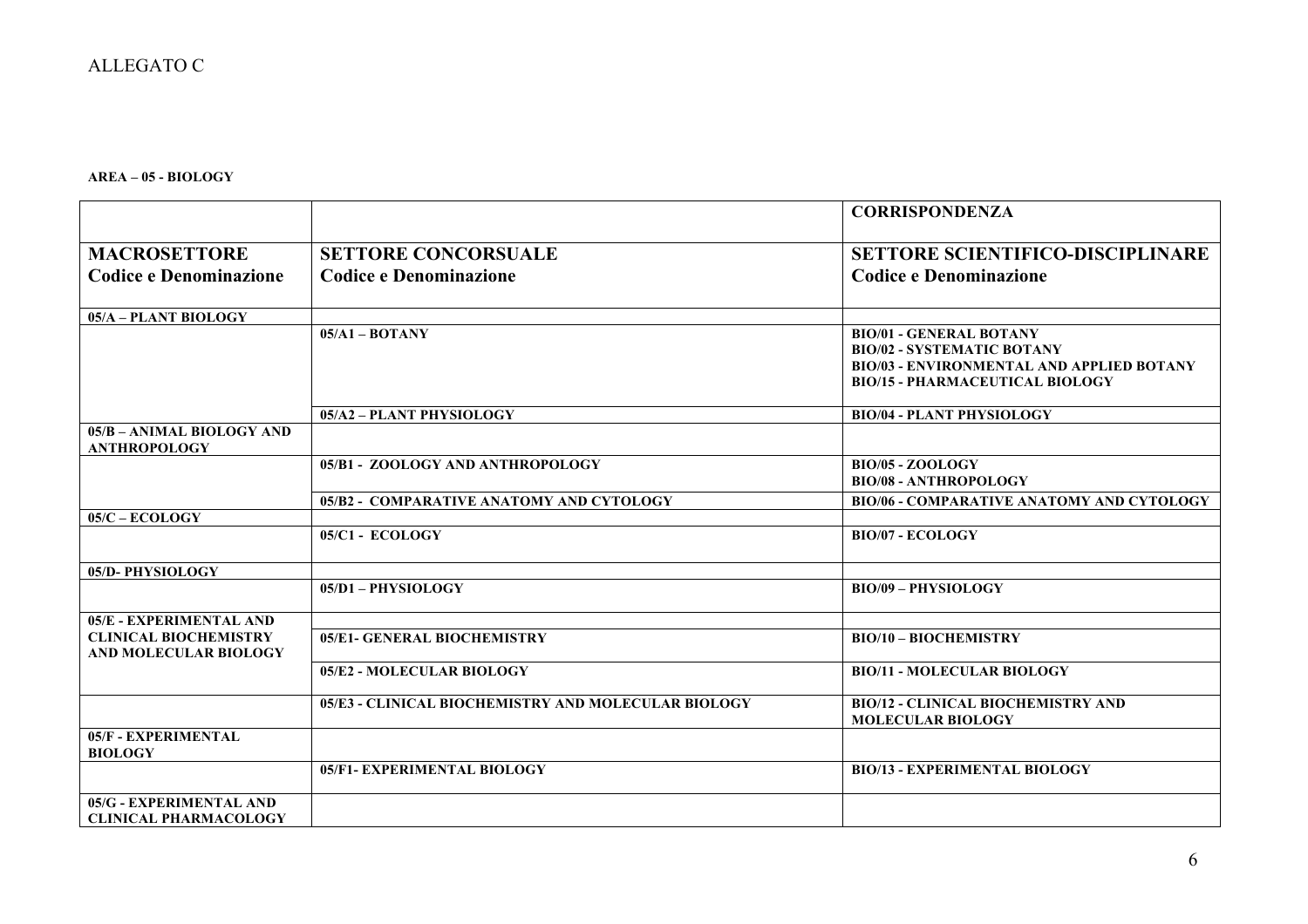ALLEGATO C

**AREA – 05 - BIOLOGY**

| | | **CORRISPONDENZA** |
|---|---|---|
| **MACROSETTORE Codice e Denominazione** | **SETTORE CONCORSUALE Codice e Denominazione** | **SETTORE SCIENTIFICO-DISCIPLINARE Codice e Denominazione** |
| **05/A – PLANT BIOLOGY** | | |
| | **05/A1 – BOTANY** | **BIO/01 - GENERAL BOTANY**<br>**BIO/02 - SYSTEMATIC BOTANY**<br>**BIO/03 - ENVIRONMENTAL AND APPLIED BOTANY**<br>**BIO/15 - PHARMACEUTICAL BIOLOGY** |
| | **05/A2 – PLANT PHYSIOLOGY** | **BIO/04 - PLANT PHYSIOLOGY** |
| **05/B – ANIMAL BIOLOGY AND ANTHROPOLOGY** | | |
| | **05/B1 - ZOOLOGY AND ANTHROPOLOGY** | **BIO/05 - ZOOLOGY**<br>**BIO/08 - ANTHROPOLOGY** |
| | **05/B2 - COMPARATIVE ANATOMY AND CYTOLOGY** | **BIO/06 - COMPARATIVE ANATOMY AND CYTOLOGY** |
| **05/C – ECOLOGY** | | |
| | **05/C1 - ECOLOGY** | **BIO/07 - ECOLOGY** |
| **05/D- PHYSIOLOGY** | | |
| | **05/D1 – PHYSIOLOGY** | **BIO/09 – PHYSIOLOGY** |
| **05/E - EXPERIMENTAL AND CLINICAL BIOCHEMISTRY AND MOLECULAR BIOLOGY** | | |
| | **05/E1- GENERAL BIOCHEMISTRY** | **BIO/10 – BIOCHEMISTRY** |
| | **05/E2 - MOLECULAR BIOLOGY** | **BIO/11 - MOLECULAR BIOLOGY** |
| | **05/E3 - CLINICAL BIOCHEMISTRY AND MOLECULAR BIOLOGY** | **BIO/12 - CLINICAL BIOCHEMISTRY AND MOLECULAR BIOLOGY** |
| **05/F - EXPERIMENTAL BIOLOGY** | | |
| | **05/F1- EXPERIMENTAL BIOLOGY** | **BIO/13 - EXPERIMENTAL BIOLOGY** |
| **05/G - EXPERIMENTAL AND CLINICAL PHARMACOLOGY** | | |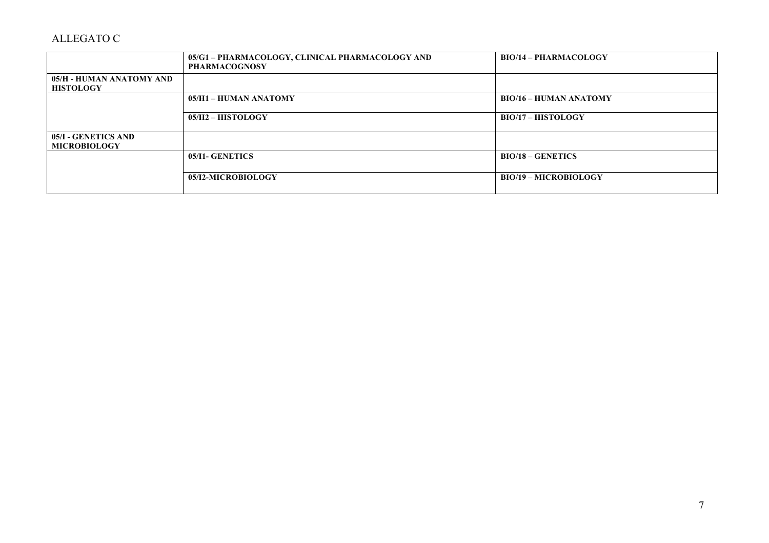ALLEGATO C

| | | |
|---|---|---|
| | **05/G1 – PHARMACOLOGY, CLINICAL PHARMACOLOGY AND PHARMACOGNOSY** | **BIO/14 – PHARMACOLOGY** |
| **05/H - HUMAN ANATOMY AND HISTOLOGY** | | |
| | **05/H1 – HUMAN ANATOMY** | **BIO/16 – HUMAN ANATOMY** |
| | **05/H2 – HISTOLOGY** | **BIO/17 – HISTOLOGY** |
| **05/I - GENETICS AND MICROBIOLOGY** | | |
| | **05/I1- GENETICS** | **BIO/18 – GENETICS** |
| | **05/I2-MICROBIOLOGY** | **BIO/19 – MICROBIOLOGY** |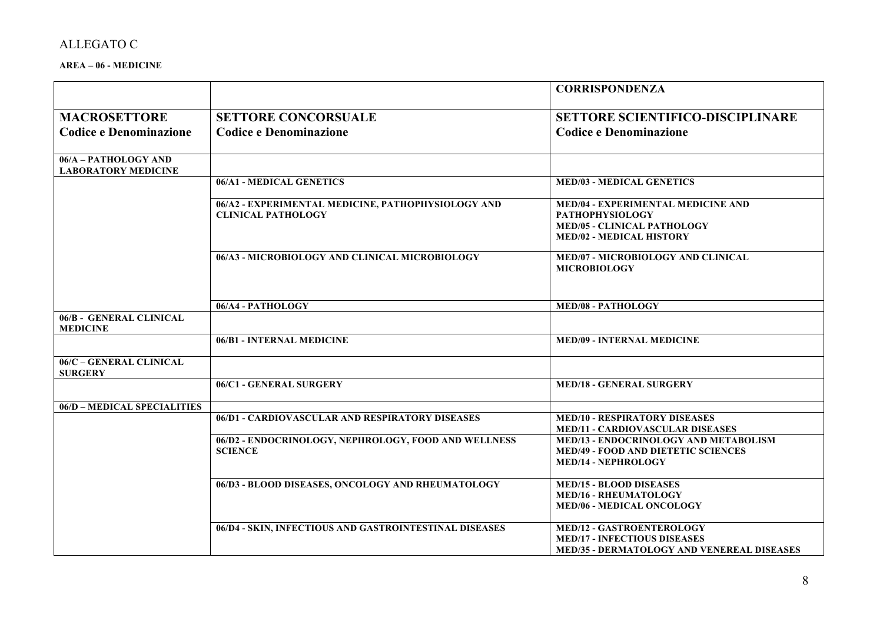ALLEGATO C

**AREA – 06 - MEDICINE**

| | | **CORRISPONDENZA** |
|---|---|---|
| **MACROSETTORE Codice e Denominazione** | **SETTORE CONCORSUALE Codice e Denominazione** | **SETTORE SCIENTIFICO-DISCIPLINARE Codice e Denominazione** |
| **06/A – PATHOLOGY AND LABORATORY MEDICINE** | | |
| | **06/A1 - MEDICAL GENETICS** | **MED/03 - MEDICAL GENETICS** |
| | **06/A2 - EXPERIMENTAL MEDICINE, PATHOPHYSIOLOGY AND CLINICAL PATHOLOGY** | **MED/04 - EXPERIMENTAL MEDICINE AND PATHOPHYSIOLOGY**<br>**MED/05 - CLINICAL PATHOLOGY**<br>**MED/02 - MEDICAL HISTORY** |
| | **06/A3 - MICROBIOLOGY AND CLINICAL MICROBIOLOGY** | **MED/07 - MICROBIOLOGY AND CLINICAL MICROBIOLOGY** |
| | **06/A4 - PATHOLOGY** | **MED/08 - PATHOLOGY** |
| **06/B - GENERAL CLINICAL MEDICINE** | | |
| | **06/B1 - INTERNAL MEDICINE** | **MED/09 - INTERNAL MEDICINE** |
| **06/C – GENERAL CLINICAL SURGERY** | | |
| | **06/C1 - GENERAL SURGERY** | **MED/18 - GENERAL SURGERY** |
| **06/D – MEDICAL SPECIALITIES** | | |
| | **06/D1 - CARDIOVASCULAR AND RESPIRATORY DISEASES** | **MED/10 - RESPIRATORY DISEASES**<br>**MED/11 - CARDIOVASCULAR DISEASES** |
| | **06/D2 - ENDOCRINOLOGY, NEPHROLOGY, FOOD AND WELLNESS SCIENCE** | **MED/13 - ENDOCRINOLOGY AND METABOLISM**<br>**MED/49 - FOOD AND DIETETIC SCIENCES**<br>**MED/14 - NEPHROLOGY** |
| | **06/D3 - BLOOD DISEASES, ONCOLOGY AND RHEUMATOLOGY** | **MED/15 - BLOOD DISEASES**<br>**MED/16 - RHEUMATOLOGY**<br>**MED/06 - MEDICAL ONCOLOGY** |
| | **06/D4 - SKIN, INFECTIOUS AND GASTROINTESTINAL DISEASES** | **MED/12 - GASTROENTEROLOGY**<br>**MED/17 - INFECTIOUS DISEASES**<br>**MED/35 - DERMATOLOGY AND VENEREAL DISEASES** |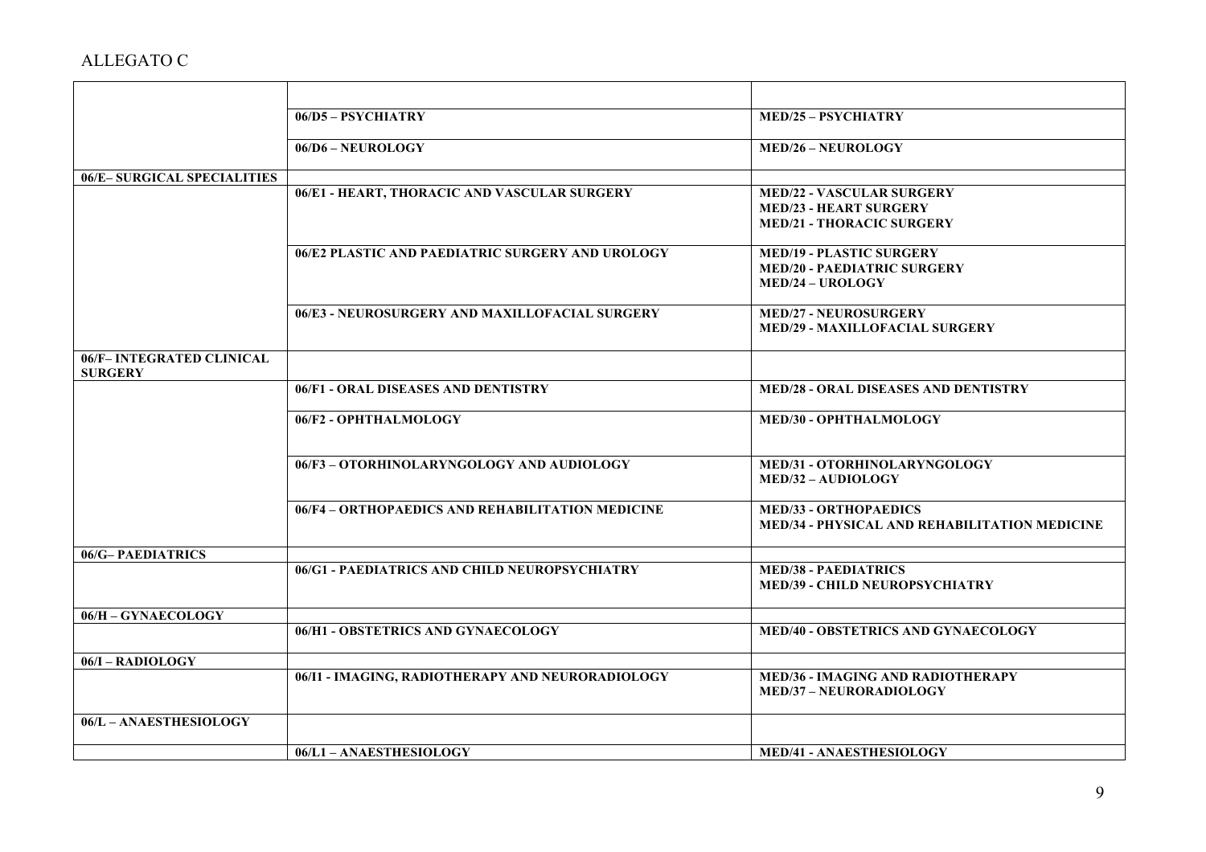ALLEGATO C

| | | |
|---|---|---|
| | **06/D5 – PSYCHIATRY** | **MED/25 – PSYCHIATRY** |
| | **06/D6 – NEUROLOGY** | **MED/26 – NEUROLOGY** |
| **06/E– SURGICAL SPECIALITIES** | | |
| | **06/E1 - HEART, THORACIC AND VASCULAR SURGERY** | **MED/22 - VASCULAR SURGERY**<br>**MED/23 - HEART SURGERY**<br>**MED/21 - THORACIC SURGERY** |
| | **06/E2 PLASTIC AND PAEDIATRIC SURGERY AND UROLOGY** | **MED/19 - PLASTIC SURGERY**<br>**MED/20 - PAEDIATRIC SURGERY**<br>**MED/24 – UROLOGY** |
| | **06/E3 - NEUROSURGERY AND MAXILLOFACIAL SURGERY** | **MED/27 - NEUROSURGERY**<br>**MED/29 - MAXILLOFACIAL SURGERY** |
| **06/F– INTEGRATED CLINICAL SURGERY** | | |
| | **06/F1 - ORAL DISEASES AND DENTISTRY** | **MED/28 - ORAL DISEASES AND DENTISTRY** |
| | **06/F2 - OPHTHALMOLOGY** | **MED/30 - OPHTHALMOLOGY** |
| | **06/F3 – OTORHINOLARYNGOLOGY AND AUDIOLOGY** | **MED/31 - OTORHINOLARYNGOLOGY**<br>**MED/32 – AUDIOLOGY** |
| | **06/F4 – ORTHOPAEDICS AND REHABILITATION MEDICINE** | **MED/33 - ORTHOPAEDICS**<br>**MED/34 - PHYSICAL AND REHABILITATION MEDICINE** |
| **06/G– PAEDIATRICS** | | |
| | **06/G1 - PAEDIATRICS AND CHILD NEUROPSYCHIATRY** | **MED/38 - PAEDIATRICS**<br>**MED/39 - CHILD NEUROPSYCHIATRY** |
| **06/H – GYNAECOLOGY** | | |
| | **06/H1 - OBSTETRICS AND GYNAECOLOGY** | **MED/40 - OBSTETRICS AND GYNAECOLOGY** |
| **06/I – RADIOLOGY** | | |
| | **06/I1 - IMAGING, RADIOTHERAPY AND NEURORADIOLOGY** | **MED/36 - IMAGING AND RADIOTHERAPY**<br>**MED/37 – NEURORADIOLOGY** |
| **06/L – ANAESTHESIOLOGY** | | |
| | **06/L1 – ANAESTHESIOLOGY** | **MED/41 - ANAESTHESIOLOGY** |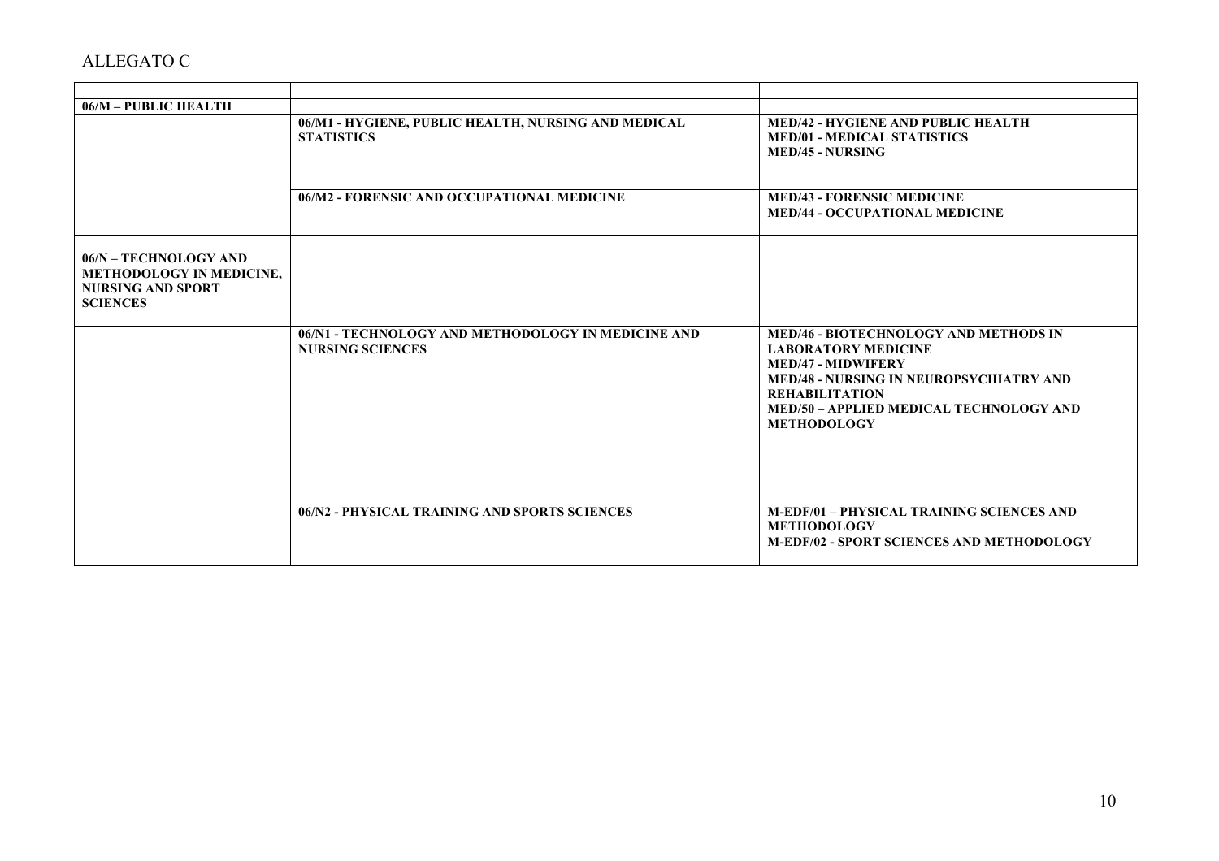ALLEGATO C

| | | |
|---|---|---|
| **06/M – PUBLIC HEALTH** | | |
| | **06/M1 - HYGIENE, PUBLIC HEALTH, NURSING AND MEDICAL STATISTICS** | **MED/42 - HYGIENE AND PUBLIC HEALTH**<br>**MED/01 - MEDICAL STATISTICS**<br>**MED/45 - NURSING** |
| | **06/M2 - FORENSIC AND OCCUPATIONAL MEDICINE** | **MED/43 - FORENSIC MEDICINE**<br>**MED/44 - OCCUPATIONAL MEDICINE** |
| **06/N – TECHNOLOGY AND METHODOLOGY IN MEDICINE, NURSING AND SPORT SCIENCES** | | |
| | **06/N1 - TECHNOLOGY AND METHODOLOGY IN MEDICINE AND NURSING SCIENCES** | **MED/46 - BIOTECHNOLOGY AND METHODS IN LABORATORY MEDICINE**<br>**MED/47 - MIDWIFERY**<br>**MED/48 - NURSING IN NEUROPSYCHIATRY AND REHABILITATION**<br>**MED/50 – APPLIED MEDICAL TECHNOLOGY AND METHODOLOGY** |
| | **06/N2 - PHYSICAL TRAINING AND SPORTS SCIENCES** | **M-EDF/01 – PHYSICAL TRAINING SCIENCES AND METHODOLOGY**<br>**M-EDF/02 - SPORT SCIENCES AND METHODOLOGY** |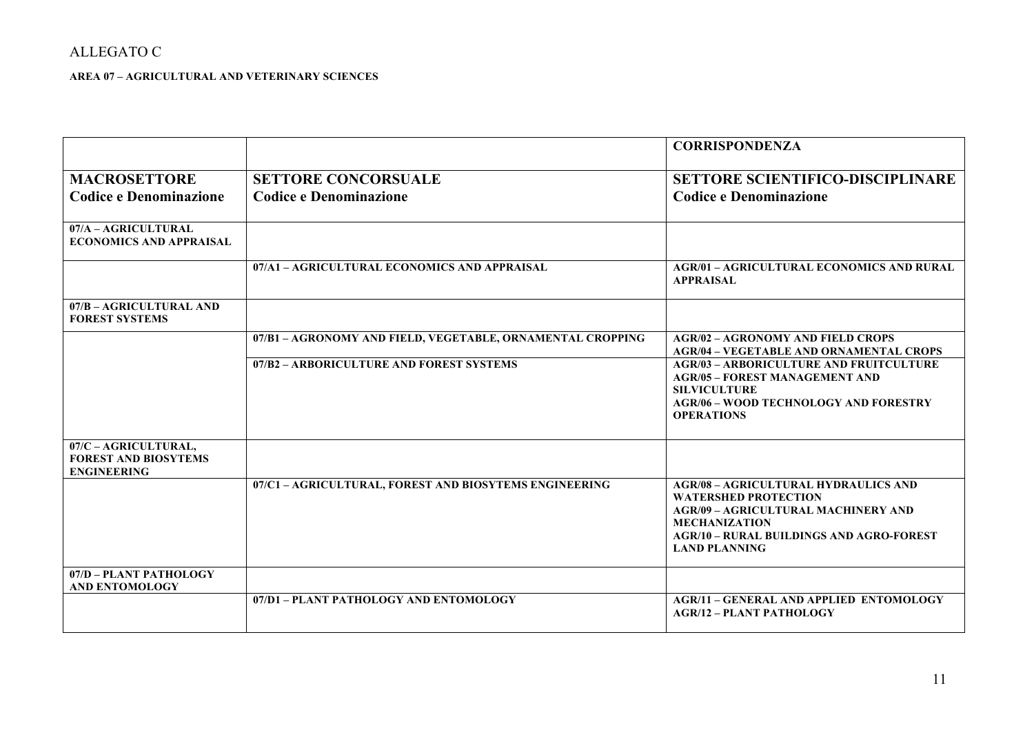ALLEGATO C

**AREA 07 – AGRICULTURAL AND VETERINARY SCIENCES**

| | | **CORRISPONDENZA** |
|---|---|---|
| **MACROSETTORE Codice e Denominazione** | **SETTORE CONCORSUALE Codice e Denominazione** | **SETTORE SCIENTIFICO-DISCIPLINARE Codice e Denominazione** |
| **07/A – AGRICULTURAL ECONOMICS AND APPRAISAL** | | |
| | **07/A1 – AGRICULTURAL ECONOMICS AND APPRAISAL** | **AGR/01 – AGRICULTURAL ECONOMICS AND RURAL APPRAISAL** |
| **07/B – AGRICULTURAL AND FOREST SYSTEMS** | | |
| | **07/B1 – AGRONOMY AND FIELD, VEGETABLE, ORNAMENTAL CROPPING** | **AGR/02 – AGRONOMY AND FIELD CROPS**<br>**AGR/04 – VEGETABLE AND ORNAMENTAL CROPS** |
| | **07/B2 – ARBORICULTURE AND FOREST SYSTEMS** | **AGR/03 – ARBORICULTURE AND FRUITCULTURE**<br>**AGR/05 – FOREST MANAGEMENT AND SILVICULTURE**<br>**AGR/06 – WOOD TECHNOLOGY AND FORESTRY OPERATIONS** |
| **07/C – AGRICULTURAL, FOREST AND BIOSYTEMS ENGINEERING** | | |
| | **07/C1 – AGRICULTURAL, FOREST AND BIOSYTEMS ENGINEERING** | **AGR/08 – AGRICULTURAL HYDRAULICS AND WATERSHED PROTECTION**<br>**AGR/09 – AGRICULTURAL MACHINERY AND MECHANIZATION**<br>**AGR/10 – RURAL BUILDINGS AND AGRO-FOREST LAND PLANNING** |
| **07/D – PLANT PATHOLOGY AND ENTOMOLOGY** | | |
| | **07/D1 – PLANT PATHOLOGY AND ENTOMOLOGY** | **AGR/11 – GENERAL AND APPLIED ENTOMOLOGY**<br>**AGR/12 – PLANT PATHOLOGY** |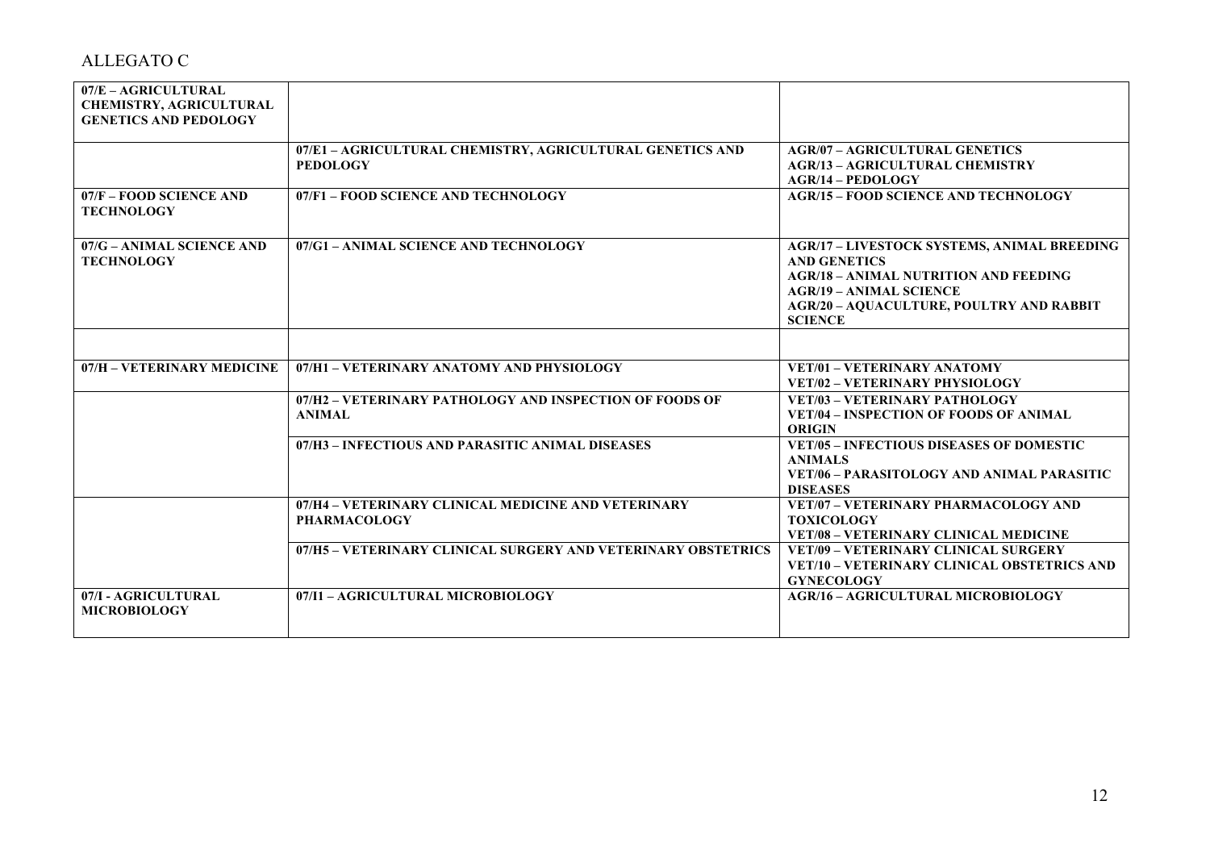ALLEGATO C

| | | |
|---|---|---|
| **07/E – AGRICULTURAL CHEMISTRY, AGRICULTURAL GENETICS AND PEDOLOGY** | | |
| | **07/E1 – AGRICULTURAL CHEMISTRY, AGRICULTURAL GENETICS AND PEDOLOGY** | **AGR/07 – AGRICULTURAL GENETICS**<br>**AGR/13 – AGRICULTURAL CHEMISTRY**<br>**AGR/14 – PEDOLOGY** |
| **07/F – FOOD SCIENCE AND TECHNOLOGY** | **07/F1 – FOOD SCIENCE AND TECHNOLOGY** | **AGR/15 – FOOD SCIENCE AND TECHNOLOGY** |
| **07/G – ANIMAL SCIENCE AND TECHNOLOGY** | **07/G1 – ANIMAL SCIENCE AND TECHNOLOGY** | **AGR/17 – LIVESTOCK SYSTEMS, ANIMAL BREEDING AND GENETICS**<br>**AGR/18 – ANIMAL NUTRITION AND FEEDING**<br>**AGR/19 – ANIMAL SCIENCE**<br>**AGR/20 – AQUACULTURE, POULTRY AND RABBIT SCIENCE** |
| | | |
| **07/H – VETERINARY MEDICINE** | **07/H1 – VETERINARY ANATOMY AND PHYSIOLOGY** | **VET/01 – VETERINARY ANATOMY**<br>**VET/02 – VETERINARY PHYSIOLOGY** |
| | **07/H2 – VETERINARY PATHOLOGY AND INSPECTION OF FOODS OF ANIMAL** | **VET/03 – VETERINARY PATHOLOGY**<br>**VET/04 – INSPECTION OF FOODS OF ANIMAL ORIGIN** |
| | **07/H3 – INFECTIOUS AND PARASITIC ANIMAL DISEASES** | **VET/05 – INFECTIOUS DISEASES OF DOMESTIC ANIMALS**<br>**VET/06 – PARASITOLOGY AND ANIMAL PARASITIC DISEASES** |
| | **07/H4 – VETERINARY CLINICAL MEDICINE AND VETERINARY PHARMACOLOGY** | **VET/07 – VETERINARY PHARMACOLOGY AND TOXICOLOGY**<br>**VET/08 – VETERINARY CLINICAL MEDICINE** |
| | **07/H5 – VETERINARY CLINICAL SURGERY AND VETERINARY OBSTETRICS** | **VET/09 – VETERINARY CLINICAL SURGERY**<br>**VET/10 – VETERINARY CLINICAL OBSTETRICS AND GYNECOLOGY** |
| **07/I - AGRICULTURAL MICROBIOLOGY** | **07/I1 – AGRICULTURAL MICROBIOLOGY** | **AGR/16 – AGRICULTURAL MICROBIOLOGY** |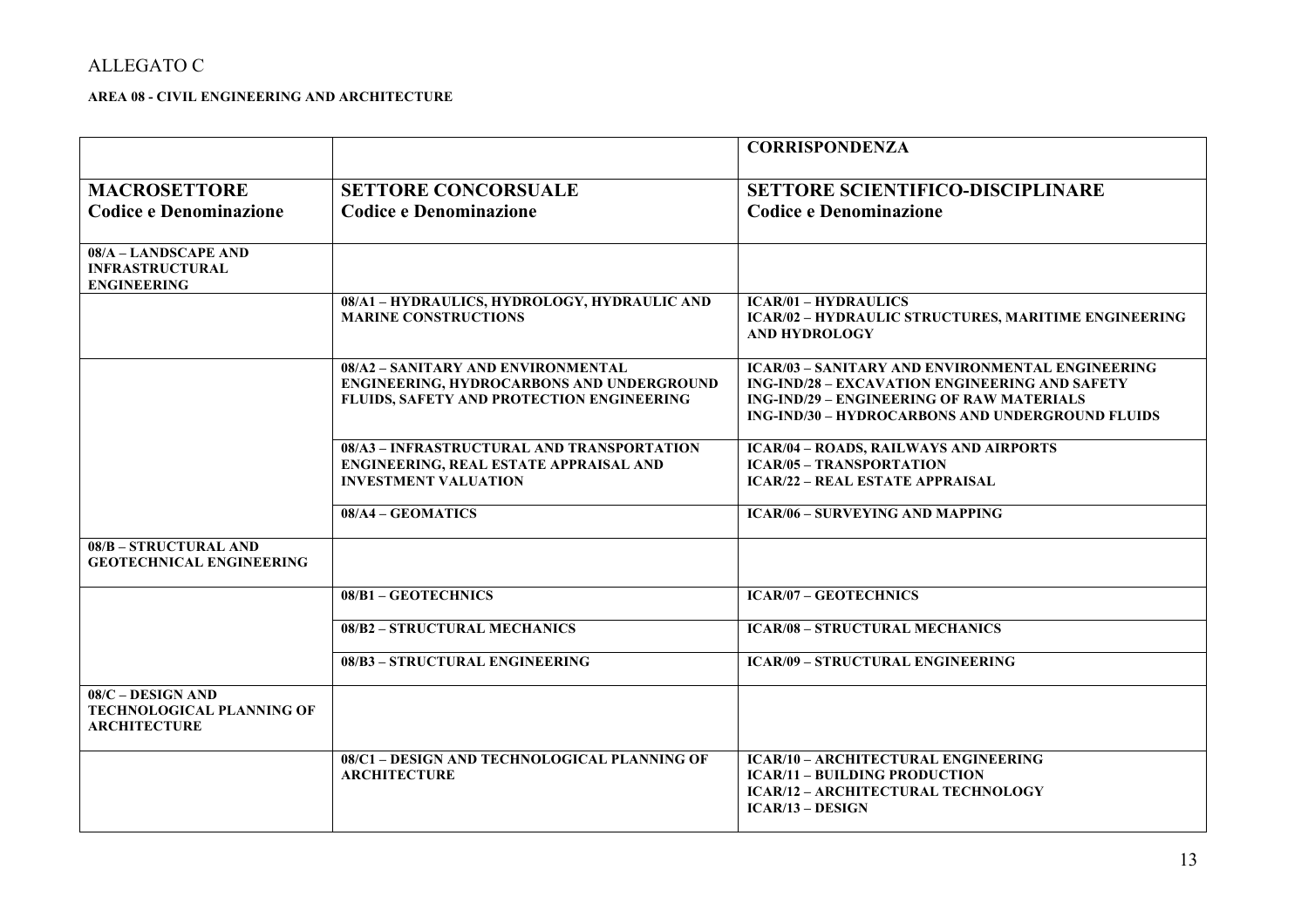ALLEGATO C

**AREA 08 - CIVIL ENGINEERING AND ARCHITECTURE**

| | | **CORRISPONDENZA** |
|---|---|---|
| **MACROSETTORE**<br>**Codice e Denominazione** | **SETTORE CONCORSUALE**<br>**Codice e Denominazione** | **SETTORE SCIENTIFICO-DISCIPLINARE**<br>**Codice e Denominazione** |
| **08/A – LANDSCAPE AND INFRASTRUCTURAL ENGINEERING** | | |
| | **08/A1 – HYDRAULICS, HYDROLOGY, HYDRAULIC AND MARINE CONSTRUCTIONS** | **ICAR/01 – HYDRAULICS**<br>**ICAR/02 – HYDRAULIC STRUCTURES, MARITIME ENGINEERING AND HYDROLOGY** |
| | **08/A2 – SANITARY AND ENVIRONMENTAL ENGINEERING, HYDROCARBONS AND UNDERGROUND FLUIDS, SAFETY AND PROTECTION ENGINEERING** | **ICAR/03 – SANITARY AND ENVIRONMENTAL ENGINEERING**<br>**ING-IND/28 – EXCAVATION ENGINEERING AND SAFETY**<br>**ING-IND/29 – ENGINEERING OF RAW MATERIALS**<br>**ING-IND/30 – HYDROCARBONS AND UNDERGROUND FLUIDS** |
| | **08/A3 – INFRASTRUCTURAL AND TRANSPORTATION ENGINEERING, REAL ESTATE APPRAISAL AND INVESTMENT VALUATION** | **ICAR/04 – ROADS, RAILWAYS AND AIRPORTS**<br>**ICAR/05 – TRANSPORTATION**<br>**ICAR/22 – REAL ESTATE APPRAISAL** |
| | **08/A4 – GEOMATICS** | **ICAR/06 – SURVEYING AND MAPPING** |
| **08/B – STRUCTURAL AND GEOTECHNICAL ENGINEERING** | | |
| | **08/B1 – GEOTECHNICS** | **ICAR/07 – GEOTECHNICS** |
| | **08/B2 – STRUCTURAL MECHANICS** | **ICAR/08 – STRUCTURAL MECHANICS** |
| | **08/B3 – STRUCTURAL ENGINEERING** | **ICAR/09 – STRUCTURAL ENGINEERING** |
| **08/C – DESIGN AND TECHNOLOGICAL PLANNING OF ARCHITECTURE** | | |
| | **08/C1 – DESIGN AND TECHNOLOGICAL PLANNING OF ARCHITECTURE** | **ICAR/10 – ARCHITECTURAL ENGINEERING**<br>**ICAR/11 – BUILDING PRODUCTION**<br>**ICAR/12 – ARCHITECTURAL TECHNOLOGY**<br>**ICAR/13 – DESIGN** |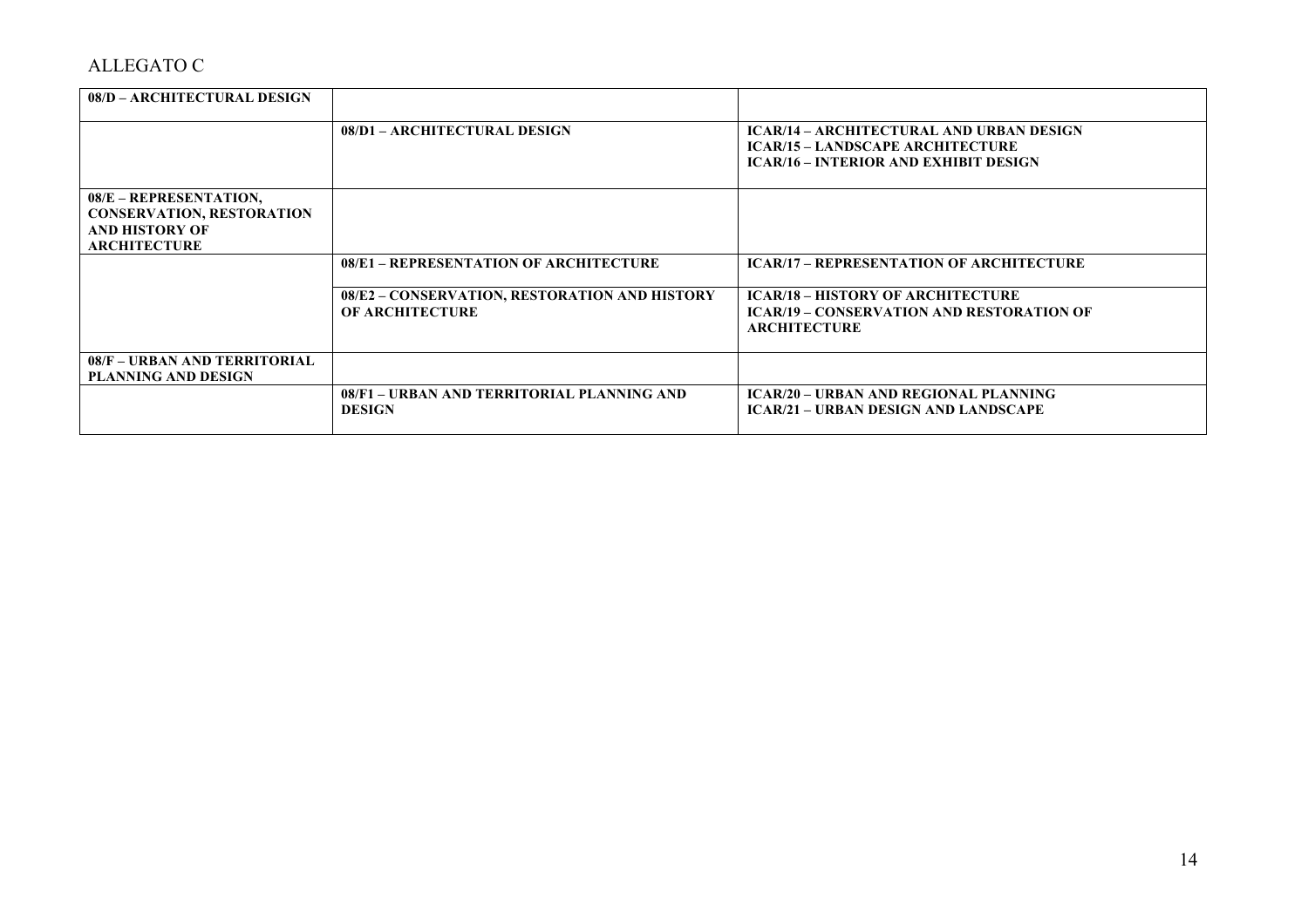ALLEGATO C

| | | |
|---|---|---|
| **08/D – ARCHITECTURAL DESIGN** | | |
| | **08/D1 – ARCHITECTURAL DESIGN** | **ICAR/14 – ARCHITECTURAL AND URBAN DESIGN**<br>**ICAR/15 – LANDSCAPE ARCHITECTURE**<br>**ICAR/16 – INTERIOR AND EXHIBIT DESIGN** |
| **08/E – REPRESENTATION, CONSERVATION, RESTORATION AND HISTORY OF ARCHITECTURE** | | |
| | **08/E1 – REPRESENTATION OF ARCHITECTURE** | **ICAR/17 – REPRESENTATION OF ARCHITECTURE** |
| | **08/E2 – CONSERVATION, RESTORATION AND HISTORY OF ARCHITECTURE** | **ICAR/18 – HISTORY OF ARCHITECTURE**<br>**ICAR/19 – CONSERVATION AND RESTORATION OF ARCHITECTURE** |
| **08/F – URBAN AND TERRITORIAL PLANNING AND DESIGN** | | |
| | **08/F1 – URBAN AND TERRITORIAL PLANNING AND DESIGN** | **ICAR/20 – URBAN AND REGIONAL PLANNING**<br>**ICAR/21 – URBAN DESIGN AND LANDSCAPE** |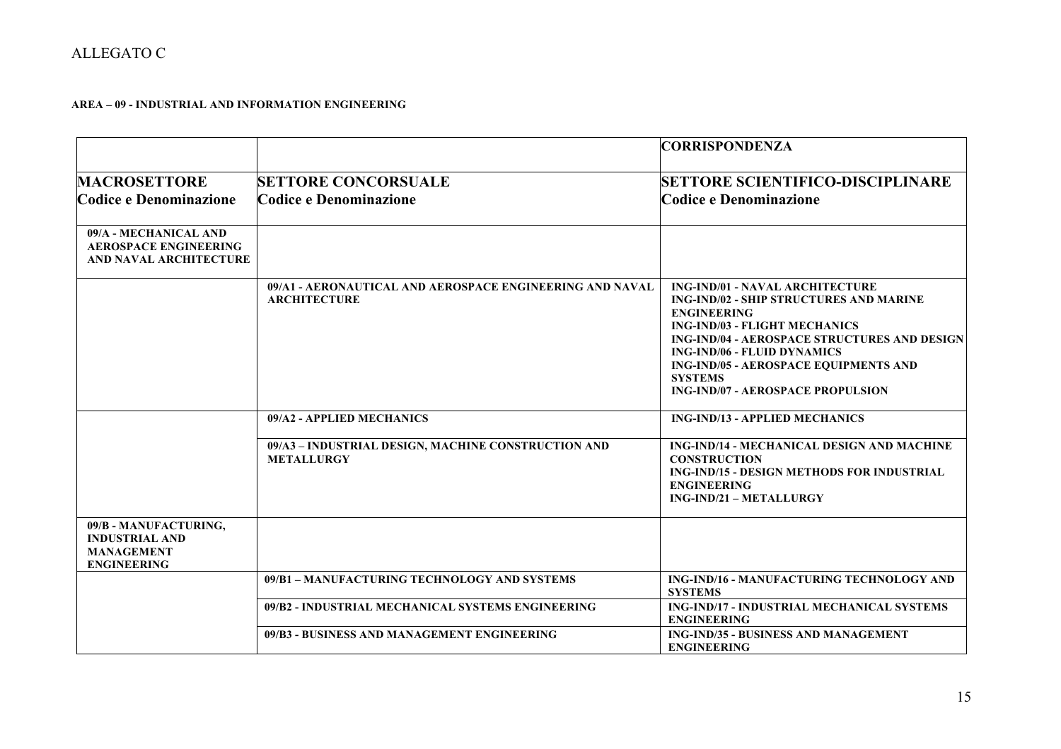ALLEGATO C

**AREA – 09 - INDUSTRIAL AND INFORMATION ENGINEERING**

| | | **CORRISPONDENZA** |
|---|---|---|
| **MACROSETTORE Codice e Denominazione** | **SETTORE CONCORSUALE Codice e Denominazione** | **SETTORE SCIENTIFICO-DISCIPLINARE Codice e Denominazione** |
| **09/A - MECHANICAL AND AEROSPACE ENGINEERING AND NAVAL ARCHITECTURE** | | |
| | **09/A1 - AERONAUTICAL AND AEROSPACE ENGINEERING AND NAVAL ARCHITECTURE** | **ING-IND/01 - NAVAL ARCHITECTURE**<br>**ING-IND/02 - SHIP STRUCTURES AND MARINE ENGINEERING**<br>**ING-IND/03 - FLIGHT MECHANICS**<br>**ING-IND/04 - AEROSPACE STRUCTURES AND DESIGN**<br>**ING-IND/06 - FLUID DYNAMICS**<br>**ING-IND/05 - AEROSPACE EQUIPMENTS AND SYSTEMS**<br>**ING-IND/07 - AEROSPACE PROPULSION** |
| | **09/A2 - APPLIED MECHANICS** | **ING-IND/13 - APPLIED MECHANICS** |
| | **09/A3 – INDUSTRIAL DESIGN, MACHINE CONSTRUCTION AND METALLURGY** | **ING-IND/14 - MECHANICAL DESIGN AND MACHINE CONSTRUCTION**<br>**ING-IND/15 - DESIGN METHODS FOR INDUSTRIAL ENGINEERING**<br>**ING-IND/21 – METALLURGY** |
| **09/B - MANUFACTURING, INDUSTRIAL AND MANAGEMENT ENGINEERING** | | |
| | **09/B1 – MANUFACTURING TECHNOLOGY AND SYSTEMS** | **ING-IND/16 - MANUFACTURING TECHNOLOGY AND SYSTEMS** |
| | **09/B2 - INDUSTRIAL MECHANICAL SYSTEMS ENGINEERING** | **ING-IND/17 - INDUSTRIAL MECHANICAL SYSTEMS ENGINEERING** |
| | **09/B3 - BUSINESS AND MANAGEMENT ENGINEERING** | **ING-IND/35 - BUSINESS AND MANAGEMENT ENGINEERING** |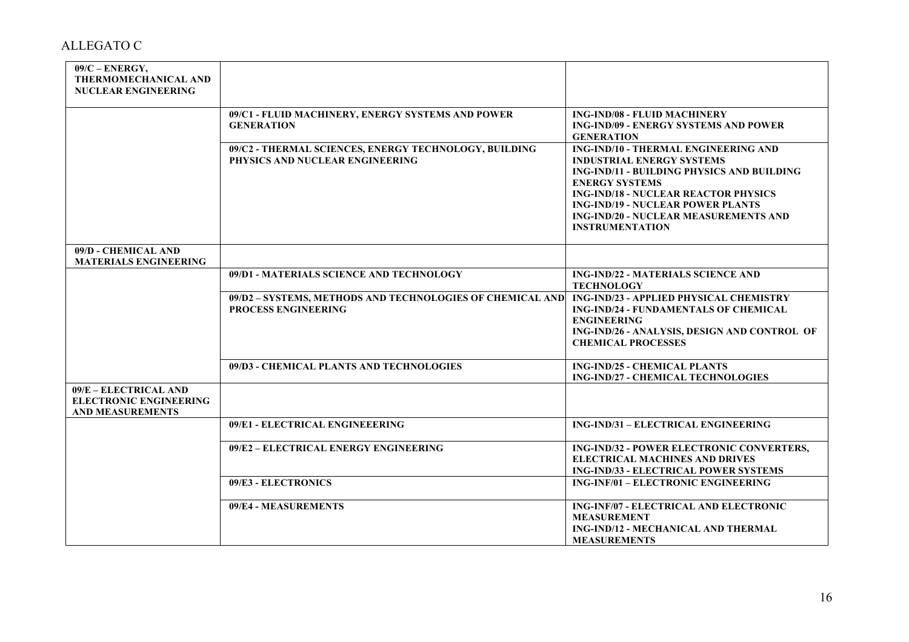ALLEGATO C

| | | |
|---|---|---|
| **09/C – ENERGY, THERMOMECHANICAL AND NUCLEAR ENGINEERING** | | |
| | **09/C1 - FLUID MACHINERY, ENERGY SYSTEMS AND POWER GENERATION** | **ING-IND/08 - FLUID MACHINERY**<br>**ING-IND/09 - ENERGY SYSTEMS AND POWER GENERATION** |
| | **09/C2 - THERMAL SCIENCES, ENERGY TECHNOLOGY, BUILDING PHYSICS AND NUCLEAR ENGINEERING** | **ING-IND/10 - THERMAL ENGINEERING AND INDUSTRIAL ENERGY SYSTEMS**<br>**ING-IND/11 - BUILDING PHYSICS AND BUILDING ENERGY SYSTEMS**<br>**ING-IND/18 - NUCLEAR REACTOR PHYSICS**<br>**ING-IND/19 - NUCLEAR POWER PLANTS**<br>**ING-IND/20 - NUCLEAR MEASUREMENTS AND INSTRUMENTATION** |
| **09/D - CHEMICAL AND MATERIALS ENGINEERING** | | |
| | **09/D1 - MATERIALS SCIENCE AND TECHNOLOGY** | **ING-IND/22 - MATERIALS SCIENCE AND TECHNOLOGY** |
| | **09/D2 – SYSTEMS, METHODS AND TECHNOLOGIES OF CHEMICAL AND PROCESS ENGINEERING** | **ING-IND/23 - APPLIED PHYSICAL CHEMISTRY**<br>**ING-IND/24 - FUNDAMENTALS OF CHEMICAL ENGINEERING**<br>**ING-IND/26 - ANALYSIS, DESIGN AND CONTROL OF CHEMICAL PROCESSES** |
| | **09/D3 - CHEMICAL PLANTS AND TECHNOLOGIES** | **ING-IND/25 - CHEMICAL PLANTS**<br>**ING-IND/27 - CHEMICAL TECHNOLOGIES** |
| **09/E – ELECTRICAL AND ELECTRONIC ENGINEERING AND MEASUREMENTS** | | |
| | **09/E1 - ELECTRICAL ENGINEEERING** | **ING-IND/31 – ELECTRICAL ENGINEERING** |
| | **09/E2 – ELECTRICAL ENERGY ENGINEERING** | **ING-IND/32 - POWER ELECTRONIC CONVERTERS, ELECTRICAL MACHINES AND DRIVES**<br>**ING-IND/33 - ELECTRICAL POWER SYSTEMS** |
| | **09/E3 - ELECTRONICS** | **ING-INF/01 – ELECTRONIC ENGINEERING** |
| | **09/E4 - MEASUREMENTS** | **ING-INF/07 - ELECTRICAL AND ELECTRONIC MEASUREMENT**<br>**ING-IND/12 - MECHANICAL AND THERMAL MEASUREMENTS** |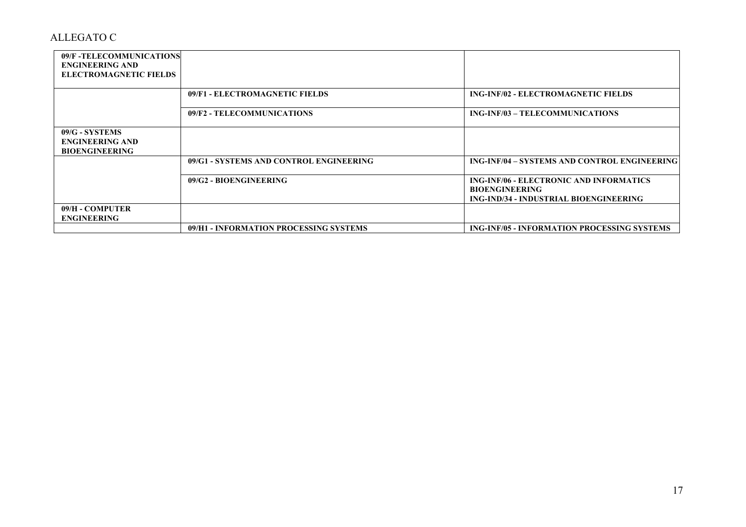ALLEGATO C

| | | |
|---|---|---|
| **09/F -TELECOMMUNICATIONS ENGINEERING AND ELECTROMAGNETIC FIELDS** | | |
| | **09/F1 - ELECTROMAGNETIC FIELDS** | **ING-INF/02 - ELECTROMAGNETIC FIELDS** |
| | **09/F2 - TELECOMMUNICATIONS** | **ING-INF/03 – TELECOMMUNICATIONS** |
| **09/G - SYSTEMS ENGINEERING AND BIOENGINEERING** | | |
| | **09/G1 - SYSTEMS AND CONTROL ENGINEERING** | **ING-INF/04 – SYSTEMS AND CONTROL ENGINEERING** |
| | **09/G2 - BIOENGINEERING** | **ING-INF/06 - ELECTRONIC AND INFORMATICS BIOENGINEERING**<br>**ING-IND/34 - INDUSTRIAL BIOENGINEERING** |
| **09/H - COMPUTER ENGINEERING** | | |
| | **09/H1 - INFORMATION PROCESSING SYSTEMS** | **ING-INF/05 - INFORMATION PROCESSING SYSTEMS** |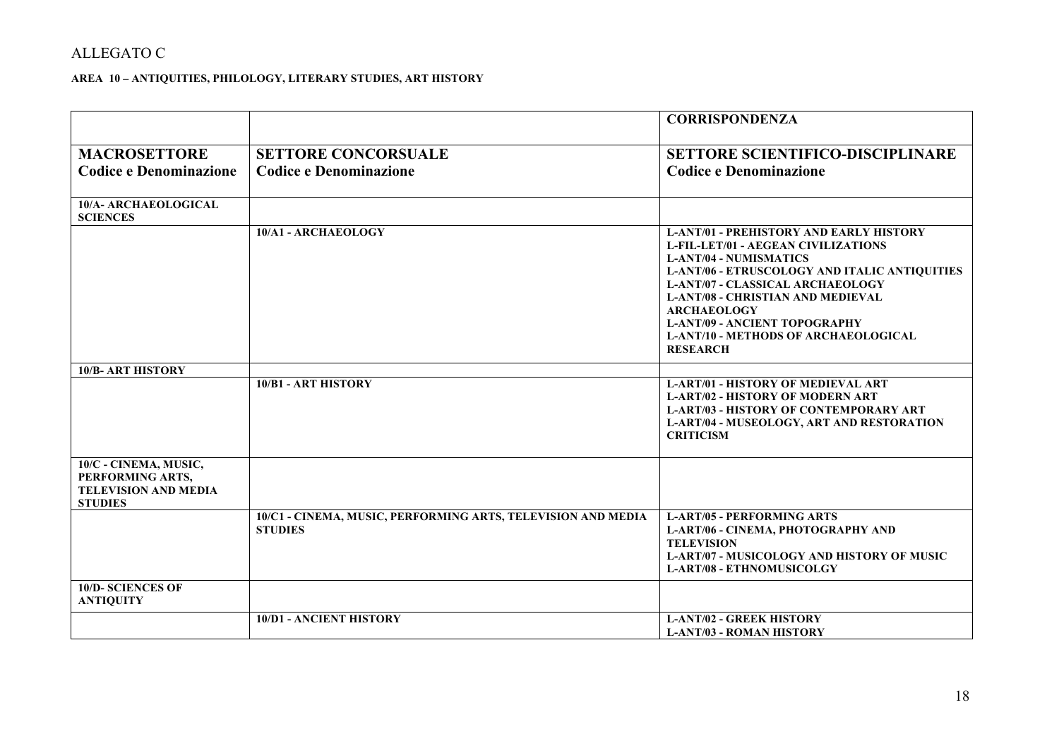ALLEGATO C

**AREA 10 – ANTIQUITIES, PHILOLOGY, LITERARY STUDIES, ART HISTORY**

| | | **CORRISPONDENZA** |
|---|---|---|
| **MACROSETTORE Codice e Denominazione** | **SETTORE CONCORSUALE Codice e Denominazione** | **SETTORE SCIENTIFICO-DISCIPLINARE Codice e Denominazione** |
| **10/A- ARCHAEOLOGICAL SCIENCES** | | |
| | **10/A1 - ARCHAEOLOGY** | **L-ANT/01 - PREHISTORY AND EARLY HISTORY**<br>**L-FIL-LET/01 - AEGEAN CIVILIZATIONS**<br>**L-ANT/04 - NUMISMATICS**<br>**L-ANT/06 - ETRUSCOLOGY AND ITALIC ANTIQUITIES**<br>**L-ANT/07 - CLASSICAL ARCHAEOLOGY**<br>**L-ANT/08 - CHRISTIAN AND MEDIEVAL ARCHAEOLOGY**<br>**L-ANT/09 - ANCIENT TOPOGRAPHY**<br>**L-ANT/10 - METHODS OF ARCHAEOLOGICAL RESEARCH** |
| **10/B- ART HISTORY** | | |
| | **10/B1 - ART HISTORY** | **L-ART/01 - HISTORY OF MEDIEVAL ART**<br>**L-ART/02 - HISTORY OF MODERN ART**<br>**L-ART/03 - HISTORY OF CONTEMPORARY ART**<br>**L-ART/04 - MUSEOLOGY, ART AND RESTORATION CRITICISM** |
| **10/C - CINEMA, MUSIC, PERFORMING ARTS, TELEVISION AND MEDIA STUDIES** | | |
| | **10/C1 - CINEMA, MUSIC, PERFORMING ARTS, TELEVISION AND MEDIA STUDIES** | **L-ART/05 - PERFORMING ARTS**<br>**L-ART/06 - CINEMA, PHOTOGRAPHY AND TELEVISION**<br>**L-ART/07 - MUSICOLOGY AND HISTORY OF MUSIC**<br>**L-ART/08 - ETHNOMUSICOLGY** |
| **10/D- SCIENCES OF ANTIQUITY** | | |
| | **10/D1 - ANCIENT HISTORY** | **L-ANT/02 - GREEK HISTORY**<br>**L-ANT/03 - ROMAN HISTORY** |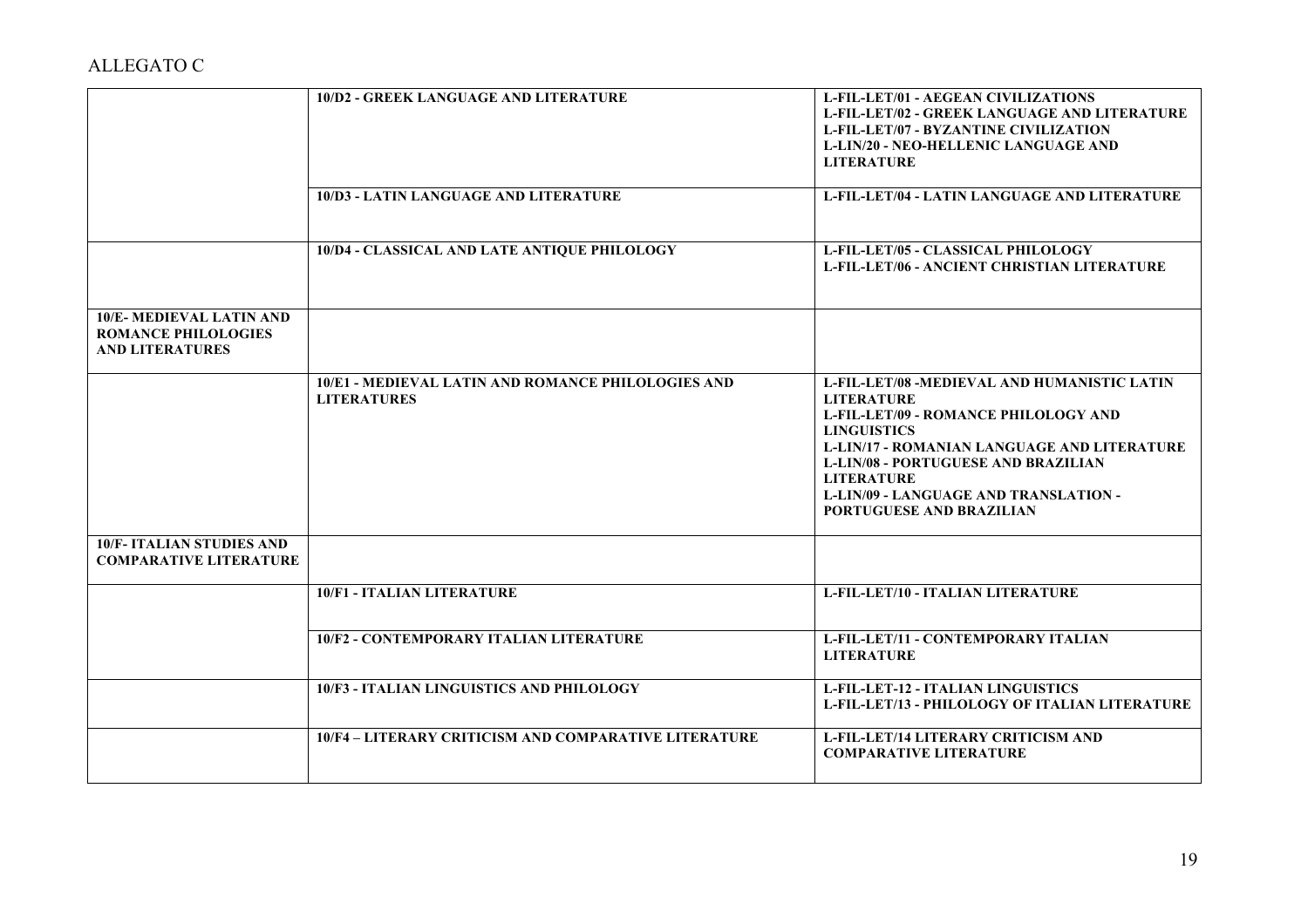ALLEGATO C

| | | |
|---|---|---|
| | **10/D2 - GREEK LANGUAGE AND LITERATURE** | **L-FIL-LET/01 - AEGEAN CIVILIZATIONS**<br>**L-FIL-LET/02 - GREEK LANGUAGE AND LITERATURE**<br>**L-FIL-LET/07 - BYZANTINE CIVILIZATION**<br>**L-LIN/20 - NEO-HELLENIC LANGUAGE AND LITERATURE** |
| | **10/D3 - LATIN LANGUAGE AND LITERATURE** | **L-FIL-LET/04 - LATIN LANGUAGE AND LITERATURE** |
| | **10/D4 - CLASSICAL AND LATE ANTIQUE PHILOLOGY** | **L-FIL-LET/05 - CLASSICAL PHILOLOGY**<br>**L-FIL-LET/06 - ANCIENT CHRISTIAN LITERATURE** |
| **10/E- MEDIEVAL LATIN AND ROMANCE PHILOLOGIES AND LITERATURES** | | |
| | **10/E1 - MEDIEVAL LATIN AND ROMANCE PHILOLOGIES AND LITERATURES** | **L-FIL-LET/08 -MEDIEVAL AND HUMANISTIC LATIN LITERATURE**<br>**L-FIL-LET/09 - ROMANCE PHILOLOGY AND LINGUISTICS**<br>**L-LIN/17 - ROMANIAN LANGUAGE AND LITERATURE**<br>**L-LIN/08 - PORTUGUESE AND BRAZILIAN LITERATURE**<br>**L-LIN/09 - LANGUAGE AND TRANSLATION - PORTUGUESE AND BRAZILIAN** |
| **10/F- ITALIAN STUDIES AND COMPARATIVE LITERATURE** | | |
| | **10/F1 - ITALIAN LITERATURE** | **L-FIL-LET/10 - ITALIAN LITERATURE** |
| | **10/F2 - CONTEMPORARY ITALIAN LITERATURE** | **L-FIL-LET/11 - CONTEMPORARY ITALIAN LITERATURE** |
| | **10/F3 - ITALIAN LINGUISTICS AND PHILOLOGY** | **L-FIL-LET-12 - ITALIAN LINGUISTICS**<br>**L-FIL-LET/13 - PHILOLOGY OF ITALIAN LITERATURE** |
| | **10/F4 – LITERARY CRITICISM AND COMPARATIVE LITERATURE** | **L-FIL-LET/14 LITERARY CRITICISM AND COMPARATIVE LITERATURE** |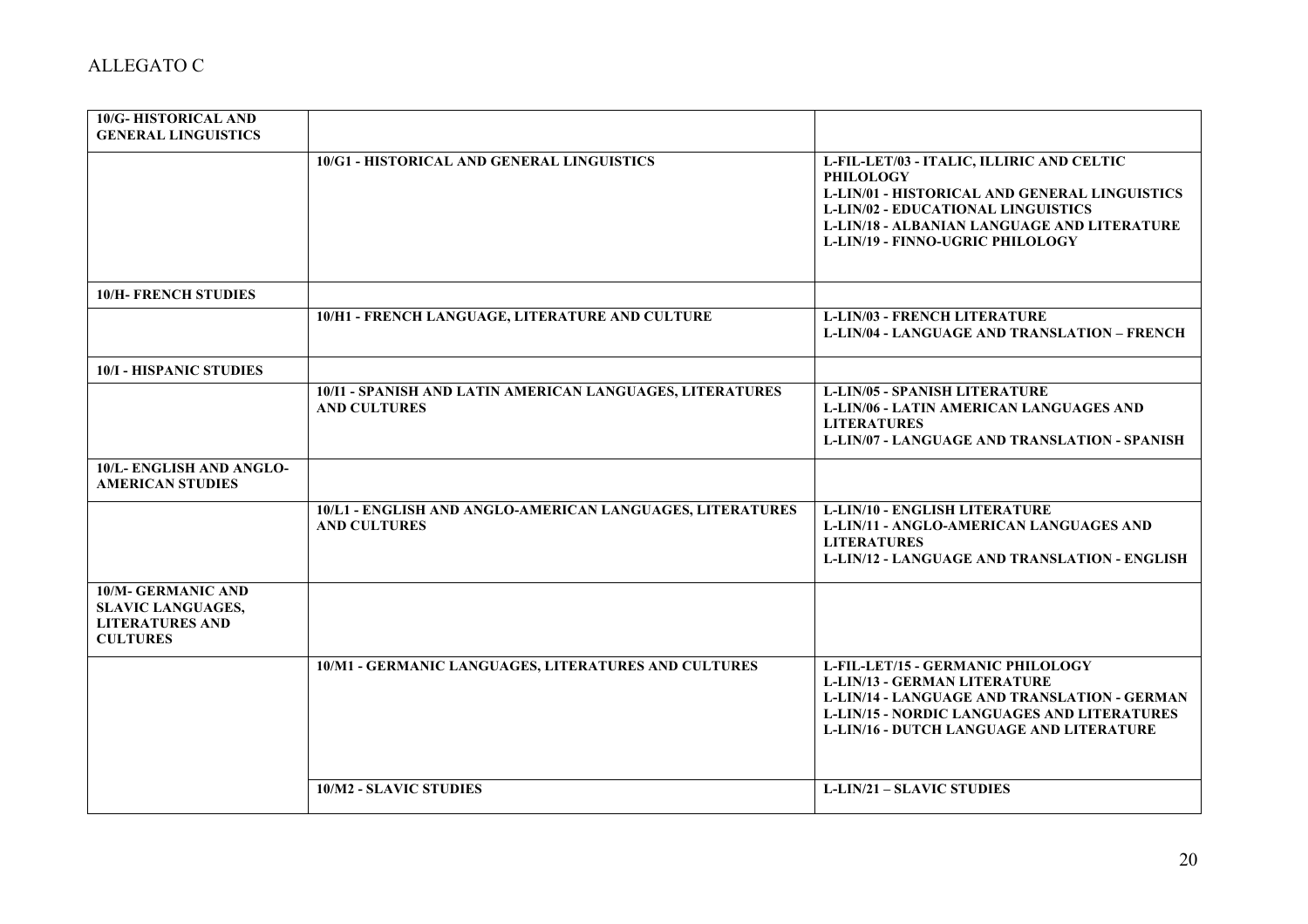ALLEGATO C

| | | |
|---|---|---|
| **10/G- HISTORICAL AND GENERAL LINGUISTICS** | | |
| | **10/G1 - HISTORICAL AND GENERAL LINGUISTICS** | **L-FIL-LET/03 - ITALIC, ILLIRIC AND CELTIC PHILOLOGY**<br>**L-LIN/01 - HISTORICAL AND GENERAL LINGUISTICS**<br>**L-LIN/02 - EDUCATIONAL LINGUISTICS**<br>**L-LIN/18 - ALBANIAN LANGUAGE AND LITERATURE**<br>**L-LIN/19 - FINNO-UGRIC PHILOLOGY** |
| **10/H- FRENCH STUDIES** | | |
| | **10/H1 - FRENCH LANGUAGE, LITERATURE AND CULTURE** | **L-LIN/03 - FRENCH LITERATURE**<br>**L-LIN/04 - LANGUAGE AND TRANSLATION – FRENCH** |
| **10/I - HISPANIC STUDIES** | | |
| | **10/I1 - SPANISH AND LATIN AMERICAN LANGUAGES, LITERATURES AND CULTURES** | **L-LIN/05 - SPANISH LITERATURE**<br>**L-LIN/06 - LATIN AMERICAN LANGUAGES AND LITERATURES**<br>**L-LIN/07 - LANGUAGE AND TRANSLATION - SPANISH** |
| **10/L- ENGLISH AND ANGLO-AMERICAN STUDIES** | | |
| | **10/L1 - ENGLISH AND ANGLO-AMERICAN LANGUAGES, LITERATURES AND CULTURES** | **L-LIN/10 - ENGLISH LITERATURE**<br>**L-LIN/11 - ANGLO-AMERICAN LANGUAGES AND LITERATURES**<br>**L-LIN/12 - LANGUAGE AND TRANSLATION - ENGLISH** |
| **10/M- GERMANIC AND SLAVIC LANGUAGES, LITERATURES AND CULTURES** | | |
| | **10/M1 - GERMANIC LANGUAGES, LITERATURES AND CULTURES** | **L-FIL-LET/15 - GERMANIC PHILOLOGY**<br>**L-LIN/13 - GERMAN LITERATURE**<br>**L-LIN/14 - LANGUAGE AND TRANSLATION - GERMAN**<br>**L-LIN/15 - NORDIC LANGUAGES AND LITERATURES**<br>**L-LIN/16 - DUTCH LANGUAGE AND LITERATURE** |
| | **10/M2 - SLAVIC STUDIES** | **L-LIN/21 – SLAVIC STUDIES** |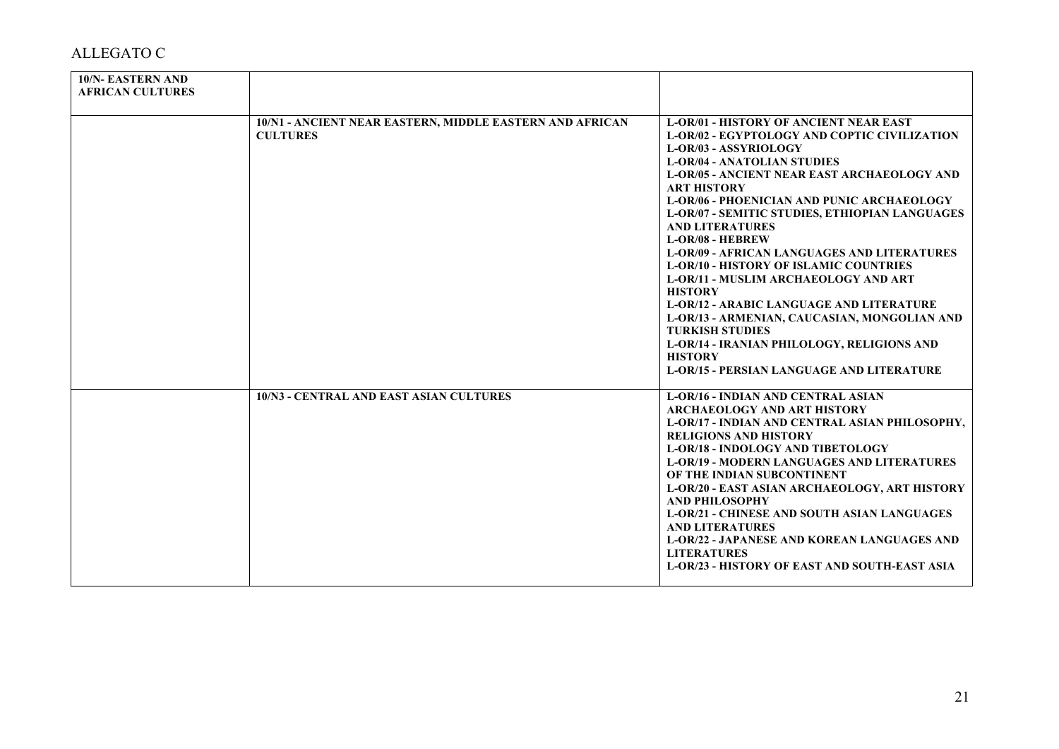ALLEGATO C

| **10/N- EASTERN AND AFRICAN CULTURES** | | |
|---|---|---|
| | **10/N1 - ANCIENT NEAR EASTERN, MIDDLE EASTERN AND AFRICAN CULTURES** | **L-OR/01 - HISTORY OF ANCIENT NEAR EAST**<br>**L-OR/02 - EGYPTOLOGY AND COPTIC CIVILIZATION**<br>**L-OR/03 - ASSYRIOLOGY**<br>**L-OR/04 - ANATOLIAN STUDIES**<br>**L-OR/05 - ANCIENT NEAR EAST ARCHAEOLOGY AND ART HISTORY**<br>**L-OR/06 - PHOENICIAN AND PUNIC ARCHAEOLOGY**<br>**L-OR/07 - SEMITIC STUDIES, ETHIOPIAN LANGUAGES AND LITERATURES**<br>**L-OR/08 - HEBREW**<br>**L-OR/09 - AFRICAN LANGUAGES AND LITERATURES**<br>**L-OR/10 - HISTORY OF ISLAMIC COUNTRIES**<br>**L-OR/11 - MUSLIM ARCHAEOLOGY AND ART HISTORY**<br>**L-OR/12 - ARABIC LANGUAGE AND LITERATURE**<br>**L-OR/13 - ARMENIAN, CAUCASIAN, MONGOLIAN AND TURKISH STUDIES**<br>**L-OR/14 - IRANIAN PHILOLOGY, RELIGIONS AND HISTORY**<br>**L-OR/15 - PERSIAN LANGUAGE AND LITERATURE** |
| | **10/N3 - CENTRAL AND EAST ASIAN CULTURES** | **L-OR/16 - INDIAN AND CENTRAL ASIAN ARCHAEOLOGY AND ART HISTORY**<br>**L-OR/17 - INDIAN AND CENTRAL ASIAN PHILOSOPHY, RELIGIONS AND HISTORY**<br>**L-OR/18 - INDOLOGY AND TIBETOLOGY**<br>**L-OR/19 - MODERN LANGUAGES AND LITERATURES OF THE INDIAN SUBCONTINENT**<br>**L-OR/20 - EAST ASIAN ARCHAEOLOGY, ART HISTORY AND PHILOSOPHY**<br>**L-OR/21 - CHINESE AND SOUTH ASIAN LANGUAGES AND LITERATURES**<br>**L-OR/22 - JAPANESE AND KOREAN LANGUAGES AND LITERATURES**<br>**L-OR/23 - HISTORY OF EAST AND SOUTH-EAST ASIA** |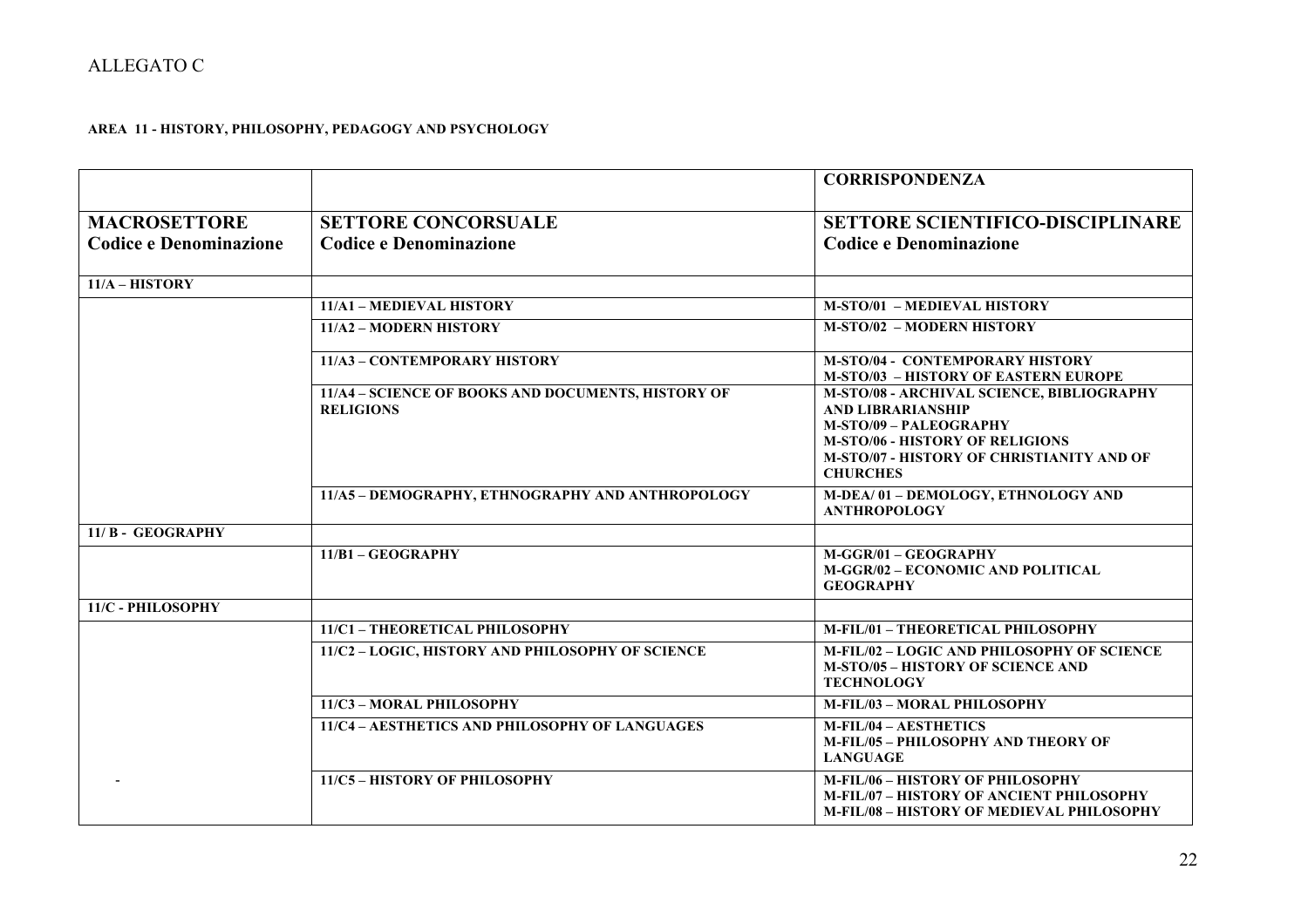ALLEGATO C

**AREA 11 - HISTORY, PHILOSOPHY, PEDAGOGY AND PSYCHOLOGY**

| | | **CORRISPONDENZA** |
|---|---|---|
| **MACROSETTORE**<br>**Codice e Denominazione** | **SETTORE CONCORSUALE**<br>**Codice e Denominazione** | **SETTORE SCIENTIFICO-DISCIPLINARE**<br>**Codice e Denominazione** |
| **11/A – HISTORY** | | |
| | **11/A1 – MEDIEVAL HISTORY** | **M-STO/01 – MEDIEVAL HISTORY** |
| | **11/A2 – MODERN HISTORY** | **M-STO/02 – MODERN HISTORY** |
| | **11/A3 – CONTEMPORARY HISTORY** | **M-STO/04 - CONTEMPORARY HISTORY**<br>**M-STO/03 – HISTORY OF EASTERN EUROPE** |
| | **11/A4 – SCIENCE OF BOOKS AND DOCUMENTS, HISTORY OF RELIGIONS** | **M-STO/08 - ARCHIVAL SCIENCE, BIBLIOGRAPHY AND LIBRARIANSHIP**<br>**M-STO/09 – PALEOGRAPHY**<br>**M-STO/06 - HISTORY OF RELIGIONS**<br>**M-STO/07 - HISTORY OF CHRISTIANITY AND OF CHURCHES** |
| | **11/A5 – DEMOGRAPHY, ETHNOGRAPHY AND ANTHROPOLOGY** | **M-DEA/ 01 – DEMOLOGY, ETHNOLOGY AND ANTHROPOLOGY** |
| **11/ B - GEOGRAPHY** | | |
| | **11/B1 – GEOGRAPHY** | **M-GGR/01 – GEOGRAPHY**<br>**M-GGR/02 – ECONOMIC AND POLITICAL GEOGRAPHY** |
| **11/C - PHILOSOPHY** | | |
| | **11/C1 – THEORETICAL PHILOSOPHY** | **M-FIL/01 – THEORETICAL PHILOSOPHY** |
| | **11/C2 – LOGIC, HISTORY AND PHILOSOPHY OF SCIENCE** | **M-FIL/02 – LOGIC AND PHILOSOPHY OF SCIENCE**<br>**M-STO/05 – HISTORY OF SCIENCE AND TECHNOLOGY** |
| | **11/C3 – MORAL PHILOSOPHY** | **M-FIL/03 – MORAL PHILOSOPHY** |
| | **11/C4 – AESTHETICS AND PHILOSOPHY OF LANGUAGES** | **M-FIL/04 – AESTHETICS**<br>**M-FIL/05 – PHILOSOPHY AND THEORY OF LANGUAGE** |
| - | **11/C5 – HISTORY OF PHILOSOPHY** | **M-FIL/06 – HISTORY OF PHILOSOPHY**<br>**M-FIL/07 – HISTORY OF ANCIENT PHILOSOPHY**<br>**M-FIL/08 – HISTORY OF MEDIEVAL PHILOSOPHY** |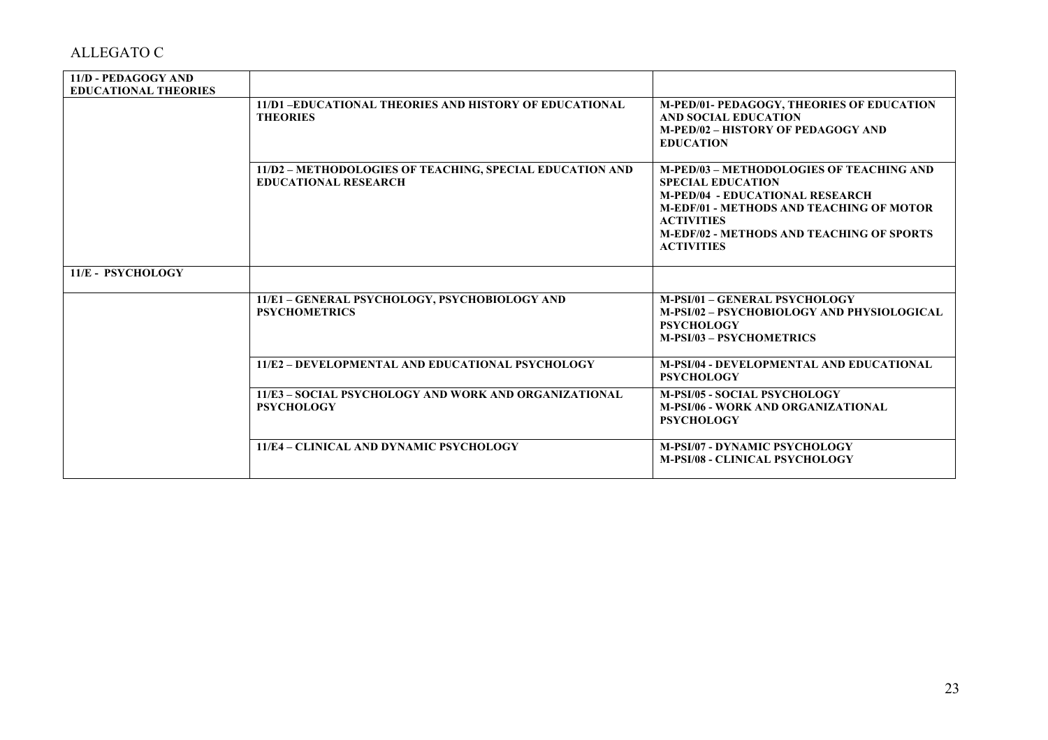ALLEGATO C

| 11/D - PEDAGOGY AND EDUCATIONAL THEORIES | | |
|---|---|---|
| | 11/D1 –EDUCATIONAL THEORIES AND HISTORY OF EDUCATIONAL THEORIES | M-PED/01- PEDAGOGY, THEORIES OF EDUCATION AND SOCIAL EDUCATION<br>M-PED/02 – HISTORY OF PEDAGOGY AND EDUCATION |
| | 11/D2 – METHODOLOGIES OF TEACHING, SPECIAL EDUCATION AND EDUCATIONAL RESEARCH | M-PED/03 – METHODOLOGIES OF TEACHING AND SPECIAL EDUCATION<br>M-PED/04 - EDUCATIONAL RESEARCH<br>M-EDF/01 - METHODS AND TEACHING OF MOTOR ACTIVITIES<br>M-EDF/02 - METHODS AND TEACHING OF SPORTS ACTIVITIES |
| 11/E - PSYCHOLOGY | | |
| | 11/E1 – GENERAL PSYCHOLOGY, PSYCHOBIOLOGY AND PSYCHOMETRICS | M-PSI/01 – GENERAL PSYCHOLOGY<br>M-PSI/02 – PSYCHOBIOLOGY AND PHYSIOLOGICAL PSYCHOLOGY<br>M-PSI/03 – PSYCHOMETRICS |
| | 11/E2 – DEVELOPMENTAL AND EDUCATIONAL PSYCHOLOGY | M-PSI/04 - DEVELOPMENTAL AND EDUCATIONAL PSYCHOLOGY |
| | 11/E3 – SOCIAL PSYCHOLOGY AND WORK AND ORGANIZATIONAL PSYCHOLOGY | M-PSI/05 - SOCIAL PSYCHOLOGY<br>M-PSI/06 - WORK AND ORGANIZATIONAL PSYCHOLOGY |
| | 11/E4 – CLINICAL AND DYNAMIC PSYCHOLOGY | M-PSI/07 - DYNAMIC PSYCHOLOGY<br>M-PSI/08 - CLINICAL PSYCHOLOGY |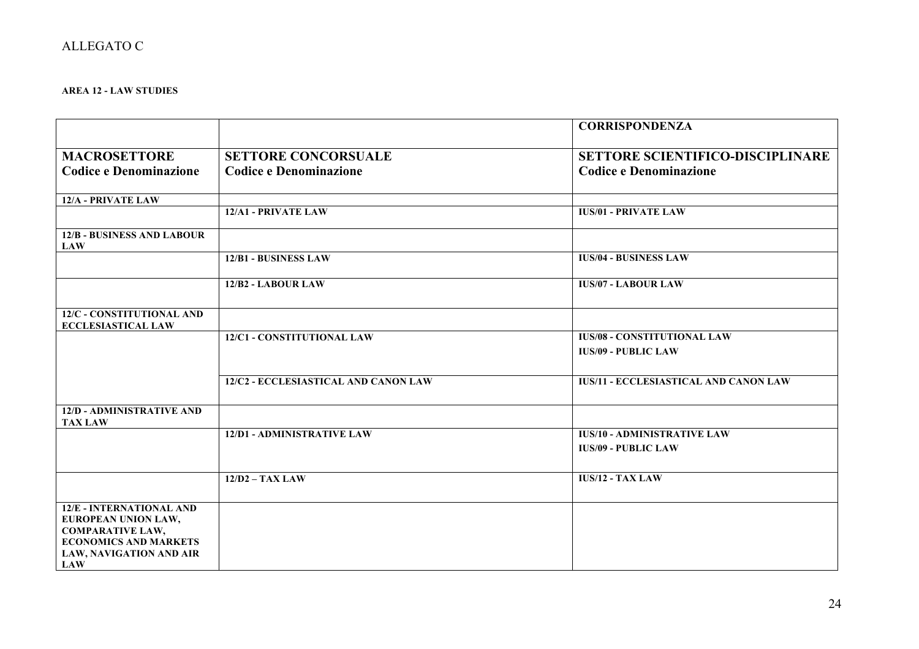ALLEGATO C

**AREA 12 - LAW STUDIES**

| | | **CORRISPONDENZA** |
|---|---|---|
| **MACROSETTORE Codice e Denominazione** | **SETTORE CONCORSUALE Codice e Denominazione** | **SETTORE SCIENTIFICO-DISCIPLINARE Codice e Denominazione** |
| **12/A - PRIVATE LAW** | | |
| | **12/A1 - PRIVATE LAW** | **IUS/01 - PRIVATE LAW** |
| **12/B - BUSINESS AND LABOUR LAW** | | |
| | **12/B1 - BUSINESS LAW** | **IUS/04 - BUSINESS LAW** |
| | **12/B2 - LABOUR LAW** | **IUS/07 - LABOUR LAW** |
| **12/C - CONSTITUTIONAL AND ECCLESIASTICAL LAW** | | |
| | **12/C1 - CONSTITUTIONAL LAW** | **IUS/08 - CONSTITUTIONAL LAW**<br>**IUS/09 - PUBLIC LAW** |
| | **12/C2 - ECCLESIASTICAL AND CANON LAW** | **IUS/11 - ECCLESIASTICAL AND CANON LAW** |
| **12/D - ADMINISTRATIVE AND TAX LAW** | | |
| | **12/D1 - ADMINISTRATIVE LAW** | **IUS/10 - ADMINISTRATIVE LAW**<br>**IUS/09 - PUBLIC LAW** |
| | **12/D2 – TAX LAW** | **IUS/12 - TAX LAW** |
| **12/E - INTERNATIONAL AND EUROPEAN UNION LAW, COMPARATIVE LAW, ECONOMICS AND MARKETS LAW, NAVIGATION AND AIR LAW** | | |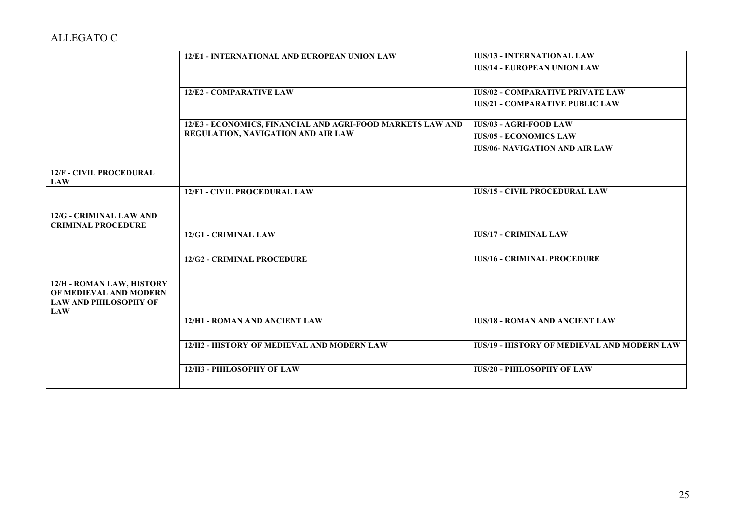ALLEGATO C

| | | |
|---|---|---|
| | **12/E1 - INTERNATIONAL AND EUROPEAN UNION LAW** | **IUS/13 - INTERNATIONAL LAW**<br>**IUS/14 - EUROPEAN UNION LAW** |
| | **12/E2 - COMPARATIVE LAW** | **IUS/02 - COMPARATIVE PRIVATE LAW**<br>**IUS/21 - COMPARATIVE PUBLIC LAW** |
| | **12/E3 - ECONOMICS, FINANCIAL AND AGRI-FOOD MARKETS LAW AND REGULATION, NAVIGATION AND AIR LAW** | **IUS/03 - AGRI-FOOD LAW**<br>**IUS/05 - ECONOMICS LAW**<br>**IUS/06- NAVIGATION AND AIR LAW** |
| **12/F - CIVIL PROCEDURAL LAW** | | |
| | **12/F1 - CIVIL PROCEDURAL LAW** | **IUS/15 - CIVIL PROCEDURAL LAW** |
| **12/G - CRIMINAL LAW AND CRIMINAL PROCEDURE** | | |
| | **12/G1 - CRIMINAL LAW** | **IUS/17 - CRIMINAL LAW** |
| | **12/G2 - CRIMINAL PROCEDURE** | **IUS/16 - CRIMINAL PROCEDURE** |
| **12/H - ROMAN LAW, HISTORY OF MEDIEVAL AND MODERN LAW AND PHILOSOPHY OF LAW** | | |
| | **12/H1 - ROMAN AND ANCIENT LAW** | **IUS/18 - ROMAN AND ANCIENT LAW** |
| | **12/H2 - HISTORY OF MEDIEVAL AND MODERN LAW** | **IUS/19 - HISTORY OF MEDIEVAL AND MODERN LAW** |
| | **12/H3 - PHILOSOPHY OF LAW** | **IUS/20 - PHILOSOPHY OF LAW** |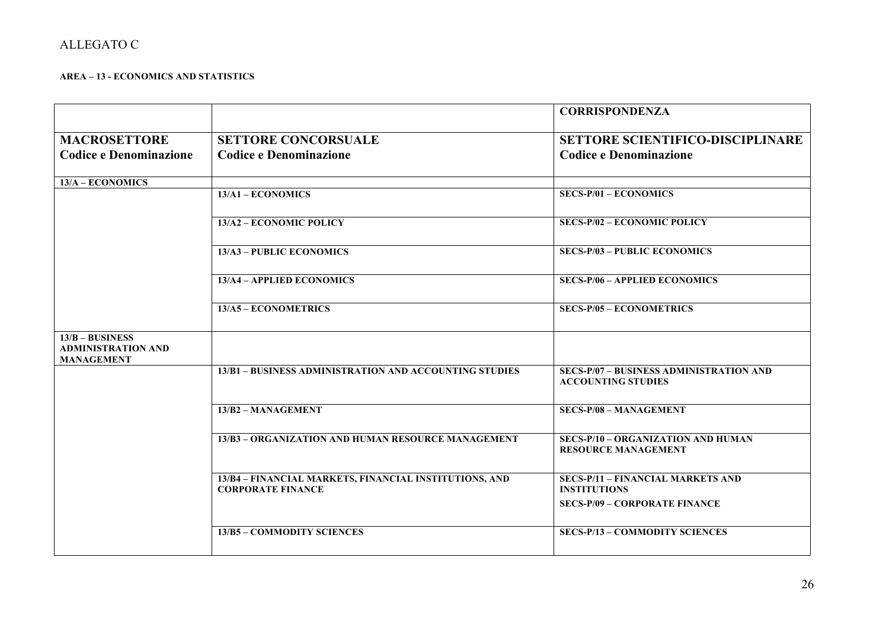ALLEGATO C

**AREA – 13 - ECONOMICS AND STATISTICS**

| | | **CORRISPONDENZA** |
|---|---|---|
| **MACROSETTORE Codice e Denominazione** | **SETTORE CONCORSUALE Codice e Denominazione** | **SETTORE SCIENTIFICO-DISCIPLINARE Codice e Denominazione** |
| **13/A – ECONOMICS** | | |
| | **13/A1 – ECONOMICS** | **SECS-P/01 – ECONOMICS** |
| | **13/A2 – ECONOMIC POLICY** | **SECS-P/02 – ECONOMIC POLICY** |
| | **13/A3 – PUBLIC ECONOMICS** | **SECS-P/03 – PUBLIC ECONOMICS** |
| | **13/A4 – APPLIED ECONOMICS** | **SECS-P/06 – APPLIED ECONOMICS** |
| | **13/A5 – ECONOMETRICS** | **SECS-P/05 – ECONOMETRICS** |
| **13/B – BUSINESS ADMINISTRATION AND MANAGEMENT** | | |
| | **13/B1 – BUSINESS ADMINISTRATION AND ACCOUNTING STUDIES** | **SECS-P/07 – BUSINESS ADMINISTRATION AND ACCOUNTING STUDIES** |
| | **13/B2 – MANAGEMENT** | **SECS-P/08 – MANAGEMENT** |
| | **13/B3 – ORGANIZATION AND HUMAN RESOURCE MANAGEMENT** | **SECS-P/10 – ORGANIZATION AND HUMAN RESOURCE MANAGEMENT** |
| | **13/B4 – FINANCIAL MARKETS, FINANCIAL INSTITUTIONS, AND CORPORATE FINANCE** | **SECS-P/11 – FINANCIAL MARKETS AND INSTITUTIONS**<br>**SECS-P/09 – CORPORATE FINANCE** |
| | **13/B5 – COMMODITY SCIENCES** | **SECS-P/13 – COMMODITY SCIENCES** |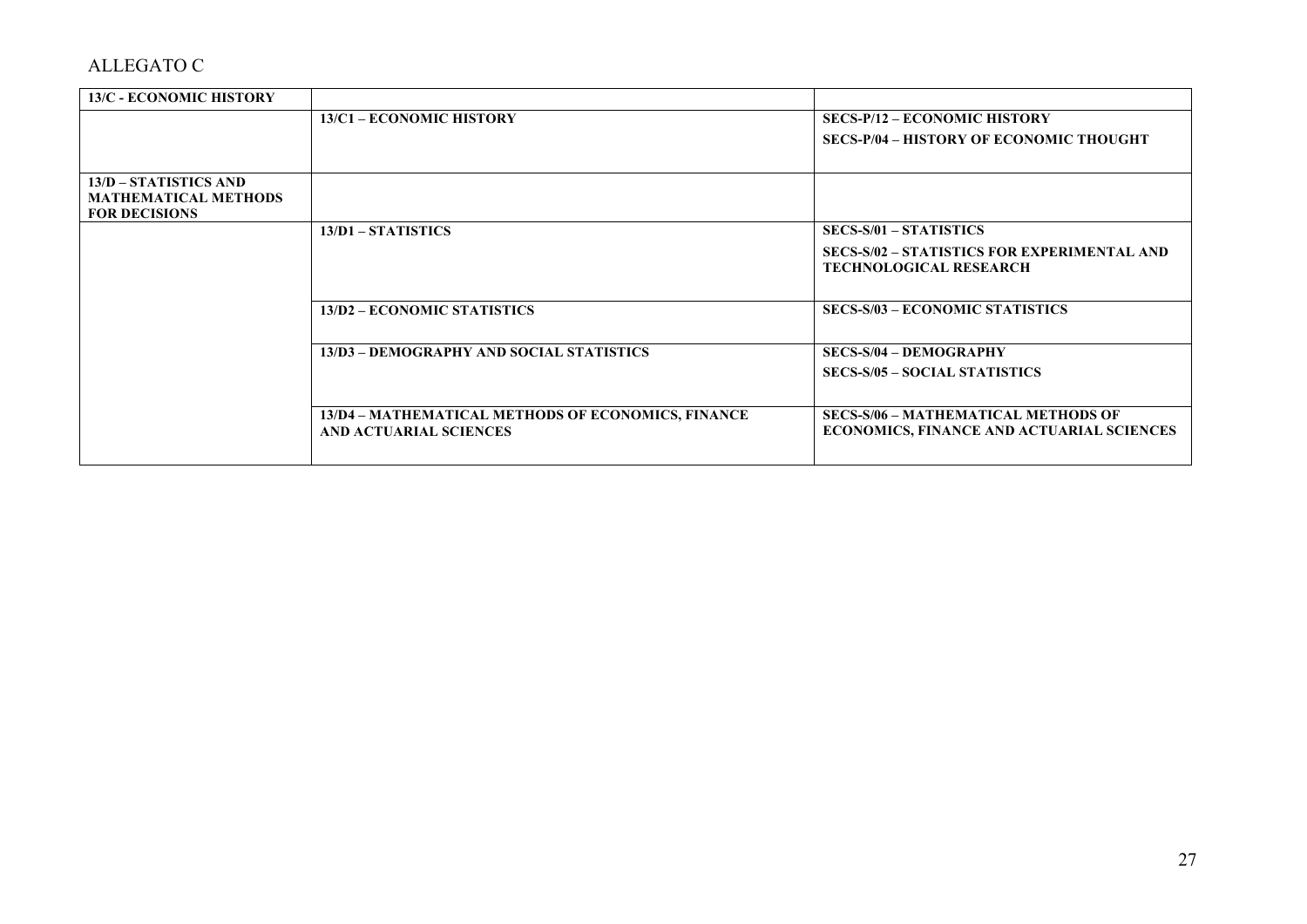ALLEGATO C

| **13/C - ECONOMIC HISTORY** | | |
|---|---|---|
| | **13/C1 – ECONOMIC HISTORY** | **SECS-P/12 – ECONOMIC HISTORY**<br>**SECS-P/04 – HISTORY OF ECONOMIC THOUGHT** |
| **13/D – STATISTICS AND MATHEMATICAL METHODS FOR DECISIONS** | | |
| | **13/D1 – STATISTICS** | **SECS-S/01 – STATISTICS**<br>**SECS-S/02 – STATISTICS FOR EXPERIMENTAL AND TECHNOLOGICAL RESEARCH** |
| | **13/D2 – ECONOMIC STATISTICS** | **SECS-S/03 – ECONOMIC STATISTICS** |
| | **13/D3 – DEMOGRAPHY AND SOCIAL STATISTICS** | **SECS-S/04 – DEMOGRAPHY**<br>**SECS-S/05 – SOCIAL STATISTICS** |
| | **13/D4 – MATHEMATICAL METHODS OF ECONOMICS, FINANCE AND ACTUARIAL SCIENCES** | **SECS-S/06 – MATHEMATICAL METHODS OF ECONOMICS, FINANCE AND ACTUARIAL SCIENCES** |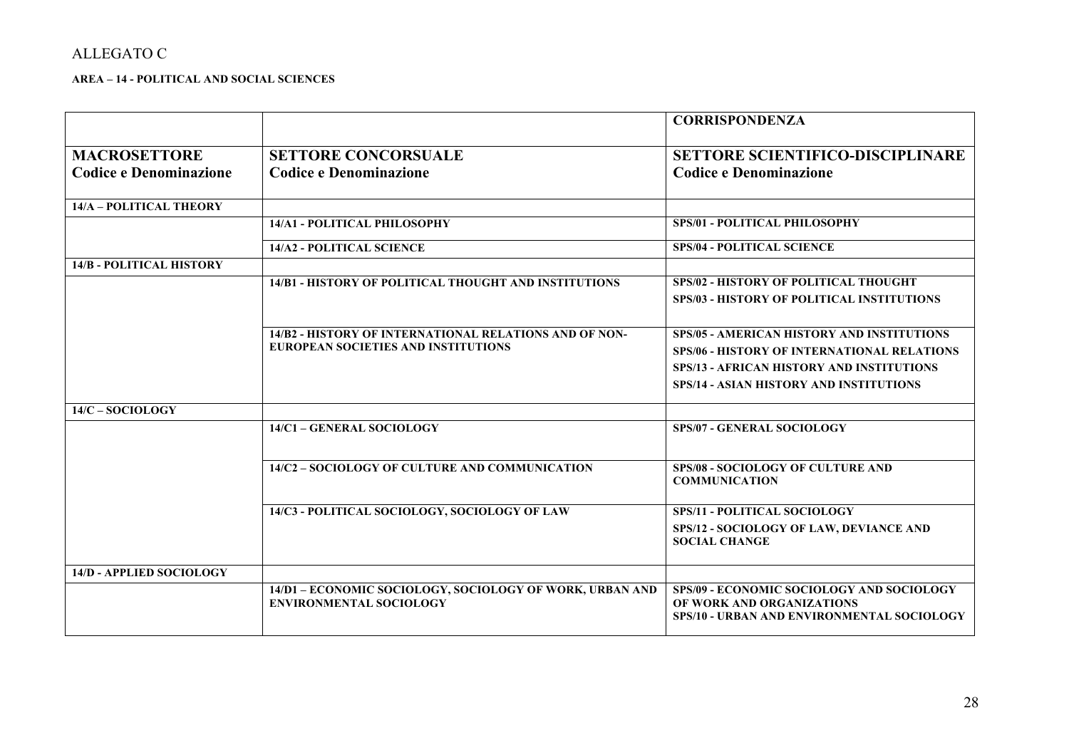ALLEGATO C

**AREA – 14 - POLITICAL AND SOCIAL SCIENCES**

| | | **CORRISPONDENZA** |
|---|---|---|
| **MACROSETTORE**<br>**Codice e Denominazione** | **SETTORE CONCORSUALE**<br>**Codice e Denominazione** | **SETTORE SCIENTIFICO-DISCIPLINARE**<br>**Codice e Denominazione** |
| **14/A – POLITICAL THEORY** | | |
| | **14/A1 - POLITICAL PHILOSOPHY** | **SPS/01 - POLITICAL PHILOSOPHY** |
| | **14/A2 - POLITICAL SCIENCE** | **SPS/04 - POLITICAL SCIENCE** |
| **14/B - POLITICAL HISTORY** | | |
| | **14/B1 - HISTORY OF POLITICAL THOUGHT AND INSTITUTIONS** | **SPS/02 - HISTORY OF POLITICAL THOUGHT**<br>**SPS/03 - HISTORY OF POLITICAL INSTITUTIONS** |
| | **14/B2 - HISTORY OF INTERNATIONAL RELATIONS AND OF NON-EUROPEAN SOCIETIES AND INSTITUTIONS** | **SPS/05 - AMERICAN HISTORY AND INSTITUTIONS**<br>**SPS/06 - HISTORY OF INTERNATIONAL RELATIONS**<br>**SPS/13 - AFRICAN HISTORY AND INSTITUTIONS**<br>**SPS/14 - ASIAN HISTORY AND INSTITUTIONS** |
| **14/C – SOCIOLOGY** | | |
| | **14/C1 – GENERAL SOCIOLOGY** | **SPS/07 - GENERAL SOCIOLOGY** |
| | **14/C2 – SOCIOLOGY OF CULTURE AND COMMUNICATION** | **SPS/08 - SOCIOLOGY OF CULTURE AND COMMUNICATION** |
| | **14/C3 - POLITICAL SOCIOLOGY, SOCIOLOGY OF LAW** | **SPS/11 - POLITICAL SOCIOLOGY**<br>**SPS/12 - SOCIOLOGY OF LAW, DEVIANCE AND SOCIAL CHANGE** |
| **14/D - APPLIED SOCIOLOGY** | | |
| | **14/D1 – ECONOMIC SOCIOLOGY, SOCIOLOGY OF WORK, URBAN AND ENVIRONMENTAL SOCIOLOGY** | **SPS/09 - ECONOMIC SOCIOLOGY AND SOCIOLOGY OF WORK AND ORGANIZATIONS**<br>**SPS/10 - URBAN AND ENVIRONMENTAL SOCIOLOGY** |